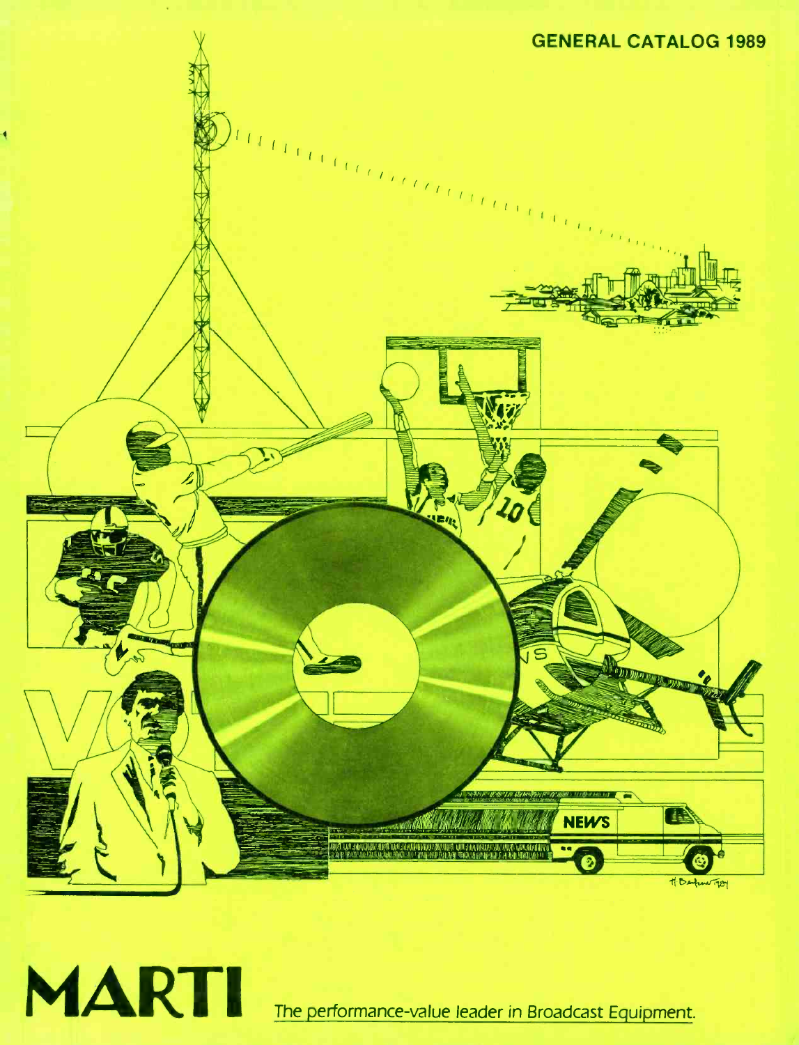GENERAL CATALOG 1989

# MARTI

The performance-value leader in Broadcast Equipment.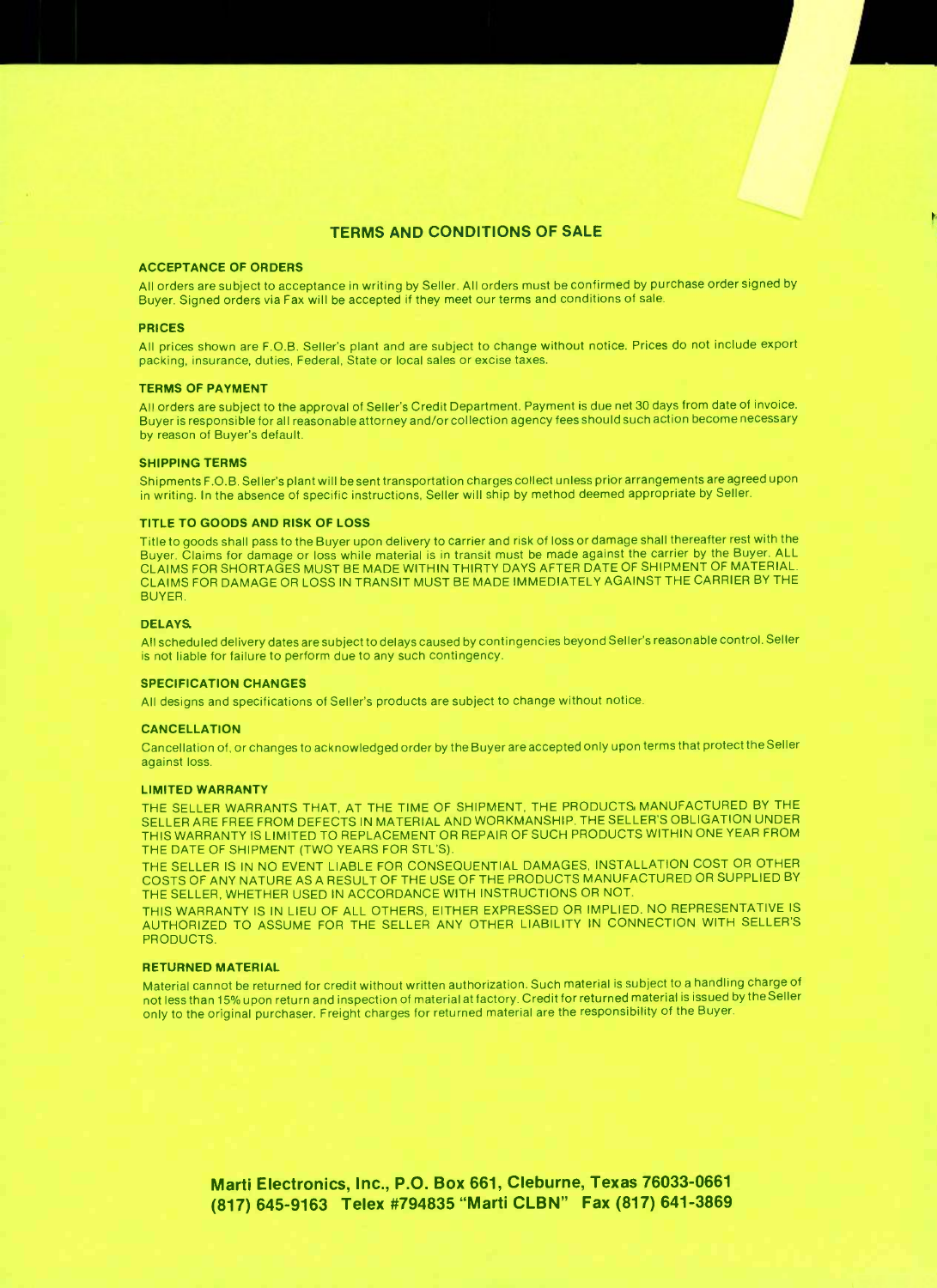# TERMS AND CONDITIONS OF SALE

### ACCEPTANCE OF ORDERS

All orders are subject to acceptance in writing by Seller. All orders must be confirmed by purchase order signed by Buyer. Signed orders via Fax will be accepted if they meet our terms and conditions of sale.

### PRICES

All prices shown are F.O.B. Seller's plant and are subject to change without notice. Prices do not include export packing, insurance, duties, Federal, State or local sales or excise taxes.

### TERMS OF PAYMENT

All orders are subject to the approval of Seller's Credit Department. Payment is due net 30 days from date of invoice. Buyer is responsible for all reasonable attorney and/or collection agency fees should such action become necessary by reason of Buyer's default.

### SHIPPING TERMS

Shipments F.O.B. Seller's plant will be sent transportation charges collect unless prior arrangements are agreed upon in writing. In the absence of specific instructions, Seller will ship by method deemed appropriate by Seller.

### TITLE TO GOODS AND RISK OF LOSS

Title to goods shall pass to the Buyer upon delivery to carrier and risk of loss or damage shall thereafter rest with the Buyer. Claims for damage or loss while material is in transit must be made against the carrier by the Buyer. ALL CLAIMS FOR SHORTAGES MUST BE MADE WITHIN THIRTY DAYS AFTER DATE OF SHIPMENT OF MATERIAL. CLAIMS FOR DAMAGE OR LOSS IN TRANSIT MUST BE MADE IMMEDIATELY AGAINST THE CARRIER BY THE BUYER.

### DELAYS

All scheduled delivery dates are subject to delays caused by contingencies beyond Seller's reasonable control. Seller is not liable for failure to perform due to any such contingency.

### SPECIFICATION CHANGES

All designs and specifications of Seller's products are subject to change without notice.

### CANCELLATION

Cancellation of, or changes to acknowledged order by the Buyer are accepted only upon terms that protect the Seller against loss.

### LIMITED WARRANTY

THE SELLER WARRANTS THAT, AT THE TIME OF SHIPMENT, THE PRODUCTS MANUFACTURED BY THE SELLER ARE FREE FROM DEFECTS IN MATERIAL AND WORKMANSHIP. THE SELLER'S OBLIGATION UNDER THIS WARRANTY IS LIMITED TO REPLACEMENT OR REPAIR OF SUCH PRODUCTS WITHIN ONE YEAR FROM THE DATE OF SHIPMENT (TWO YEARS FOR STL'S).

THE SELLER IS IN NO EVENT LIABLE FOR CONSEQUENTIAL DAMAGES, INSTALLATION COST OR OTHER COSTS OF ANY NATURE AS A RESULT OF THE USE OF THE PRODUCTS MANUFACTURED OR SUPPLIED BY THE SELLER, WHETHER USED IN ACCORDANCE WITH INSTRUCTIONS OR NOT.

THIS WARRANTY IS IN LIEU OF ALL OTHERS, EITHER EXPRESSED OR IMPLIED. NO REPRESENTATIVE IS AUTHORIZED TO ASSUME FOR THE SELLER ANY OTHER LIABILITY IN CONNECTION WITH SELLER'S PRODUCTS.

### RETURNED MATERIAL

Material cannot be returned for credit without written authorization. Such material is subject to a handling charge of not less than 15% upon return and inspection of material at factory. Credit for returned material is issued by the Seller only to the original purchaser. Freight charges for returned material are the responsibility of the Buyer.

**Marti Electronics, Inc., P.O. Box 661, Cleburne, Texas 76033-0661**
**(817) 645-9163 Telex #794835 "Marti CLBN" Fax (817) 641-3869**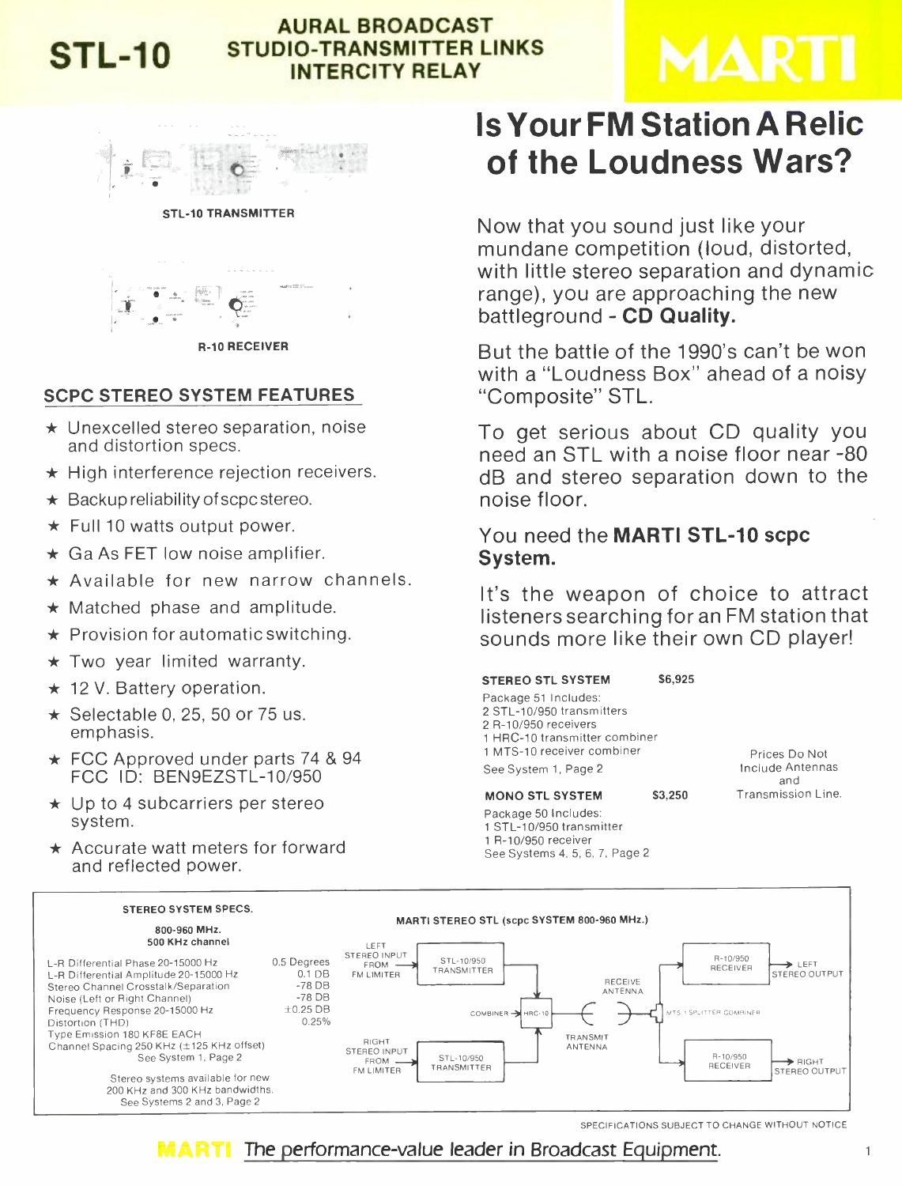# STL-10

## AURAL BROADCAST STUDIO-TRANSMITTER LINKS INTERCITY RELAY

MARTI

STL-10 TRANSMITTER

R-10 RECEIVER

## SCPC STEREO SYSTEM FEATURES

- ★ Unexcelled stereo separation, noise and distortion specs.
- ★ High interference rejection receivers.
- ★ Backup reliability of scpc stereo.
- ★ Full 10 watts output power.
- ★ Ga As FET low noise amplifier.
- ★ Available for new narrow channels.
- ★ Matched phase and amplitude.
- ★ Provision for automatic switching.
- ★ Two year limited warranty.
- ★ 12 V. Battery operation.
- ★ Selectable 0, 25, 50 or 75 us. emphasis.
- ★ FCC Approved under parts 74 & 94 FCC ID: BEN9EZSTL-10/950
- ★ Up to 4 subcarriers per stereo system.
- ★ Accurate watt meters for forward and reflected power.

# Is Your FM Station A Relic of the Loudness Wars?

Now that you sound just like your mundane competition (loud, distorted, with little stereo separation and dynamic range), you are approaching the new battleground - **CD Quality.**

But the battle of the 1990's can't be won with a "Loudness Box" ahead of a noisy "Composite" STL.

To get serious about CD quality you need an STL with a noise floor near -80 dB and stereo separation down to the noise floor.

You need the **MARTI STL-10 scpc System.**

It's the weapon of choice to attract listeners searching for an FM station that sounds more like their own CD player!

**STEREO STL SYSTEM** **$6,925**

Package 51 Includes:
2 STL-10/950 transmitters
2 R-10/950 receivers
1 HRC-10 transmitter combiner
1 MTS-10 receiver combiner
See System 1, Page 2

**MONO STL SYSTEM** **$3,250**

Package 50 Includes:
1 STL-10/950 transmitter
1 R-10/950 receiver
See Systems 4, 5, 6, 7, Page 2

Prices Do Not Include Antennas and Transmission Line.

**STEREO SYSTEM SPECS.**

**800-960 MHz.**
**500 KHz channel**

| | |
|---|---|
| L-R Differential Phase 20-15000 Hz | 0.5 Degrees |
| L-R Differential Amplitude 20-15000 Hz | 0.1 DB |
| Stereo Channel Crosstalk/Separation | -78 DB |
| Noise (Left or Right Channel) | -78 DB |
| Frequency Response 20-15000 Hz | ±0.25 DB |
| Distortion (THD) | 0.25% |
| Type Emission 180 KF8E EACH | |
| Channel Spacing 250 KHz (±125 KHz offset) | |

See System 1, Page 2

Stereo systems available for new 200 KHz and 300 KHz bandwidths. See Systems 2 and 3, Page 2

**MARTI STEREO STL (scpc SYSTEM 800-960 MHz.)**

LEFT STEREO INPUT FROM FM LIMITER → STL-10/950 TRANSMITTER; RIGHT STEREO INPUT FROM FM LIMITER → STL-10/950 TRANSMITTER; COMBINER → HRC-10 → TRANSMIT ANTENNA; RECEIVE ANTENNA → MTS-1 SPLITTER COMBINER → R-10/950 RECEIVER → LEFT STEREO OUTPUT; R-10/950 RECEIVER → RIGHT STEREO OUTPUT

SPECIFICATIONS SUBJECT TO CHANGE WITHOUT NOTICE

MARTI The performance-value leader in Broadcast Equipment.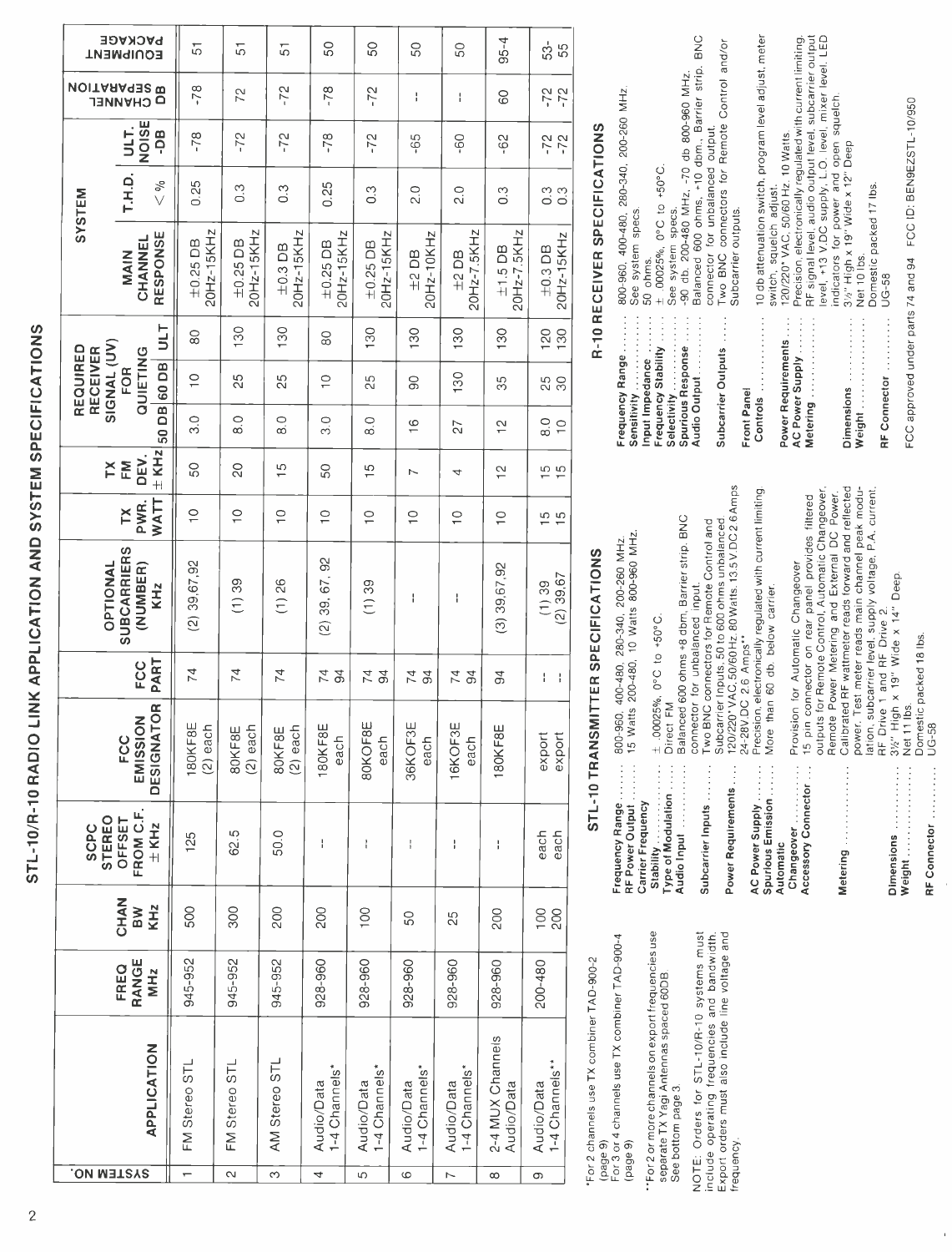# STL-10/R-10 RADIO LINK APPLICATION AND SYSTEM SPECIFICATIONS

| SYSTEM NO. | APPLICATION | FREQ RANGE MHz | CHAN BW KHz | SCPC STEREO OFFSET FROM C.F. ± KHz | FCC EMISSION DESIGNATOR | FCC PART | OPTIONAL SUBCARRIERS (NUMBER) KHz | TX PWR. WATT | TX FM DEV. ± KHz | REQUIRED RECEIVER SIGNAL (UV) FOR QUIETING 50 DB | 60 DB | ULT | SYSTEM: MAIN CHANNEL RESPONSE | T.H.D. < % | ULT. NOISE -DB | CHANNEL SEPARATION DB | EQUIPMENT PACKAGE |
|---|---|---|---|---|---|---|---|---|---|---|---|---|---|---|---|---|---|
| 1 | FM Stereo STL | 945-952 | 500 | 125 | 180KF8E (2) each | 74 | (2) 39,67,92 | 10 | 50 | 3.0 | 10 | 80 | ±0.25 DB 20Hz-15KHz | 0.25 | -78 | -78 | 51 |
| 2 | FM Stereo STL | 945-952 | 300 | 62.5 | 80KF8E (2) each | 74 | (1) 39 | 10 | 20 | 8.0 | 25 | 130 | ±0.25 DB 20Hz-15KHz | 0.3 | -72 | 72 | 51 |
| 3 | AM Stereo STL | 945-952 | 200 | 50.0 | 80KF8E (2) each | 74 | (1) 26 | 10 | 15 | 8.0 | 25 | 130 | ±0.3 DB 20Hz-15KHz | 0.3 | -72 | -72 | 51 |
| 4 | Audio/Data 1-4 Channels* | 928-960 | 200 | -- | 180KF8E each | 74 94 | (2) 39, 67, 92 | 10 | 50 | 3.0 | 10 | 80 | ±0.25 DB 20Hz-15KHz | 0.25 | -78 | -78 | 50 |
| 5 | Audio/Data 1-4 Channels* | 928-960 | 100 | -- | 80KOF8E each | 74 94 | (1) 39 | 10 | 15 | 8.0 | 25 | 130 | ±0.25 DB 20Hz-15KHz | 0.3 | -72 | -72 | 50 |
| 6 | Audio/Data 1-4 Channels* | 928-960 | 50 | -- | 36KOF3E each | 74 94 | -- | 10 | 7 | 16 | 90 | 130 | ±2 DB 20Hz-10KHz | 2.0 | -65 | -- | 50 |
| 7 | Audio/Data 1-4 Channels* | 928-960 | 25 | -- | 16KOF3E each | 74 94 | -- | 10 | 4 | 27 | 130 | 130 | ±2 DB 20Hz-7.5KHz | 2.0 | -60 | -- | 50 |
| 8 | 2-4 MUX Channels Audio/Data | 928-960 | 200 | -- | 180KF8E | 94 | (3) 39,67,92 | 10 | 12 | 12 | 35 | 130 | ±1.5 DB 20Hz-7.5KHz | 0.3 | -62 | 60 | 95-4 |
| 9 | Audio/Data 1-4 Channels** | 200-480 | 100 200 | each each | export export | -- -- | (1) 39 (2) 39,67 | 15 15 | 15 15 | 8.0 10 | 25 30 | 120 130 | ±0.3 DB 20Hz-15KHz | 0.3 0.3 | -72 -72 | -72 -72 | 53- 55 |

*For 2 channels use TX combiner TAD-900-2 (page 9)
For 3 or 4 channels use TX combiner TAD-900-4 (page 9)

**For 2 or more channels on export frequencies use separate TX Yagi Antennas spaced 60DB. See bottom page 3.

NOTE: Orders for STL-10/R-10 systems must include operating frequencies and bandwidth. Export orders must also include line voltage and frequency.

## STL-10 TRANSMITTER SPECIFICATIONS

**Frequency Range** ........ 800-960, 400-480, 280-340, 200-260 MHz.
**RF Power Output** ........ 15 Watts 200-480, 10 Watts 800-960 MHz.
**Carrier Frequency Stability** ........ ± .00025%, 0°C to +50°C.
**Type of Modulation** ........ Direct FM
**Audio Input** ........ Balanced 600 ohms +8 dbm, Barrier strip. BNC connector for unbalanced input.
**Subcarrier Inputs** ........ Two BNC connectors for Remote Control and Subcarrier Inputs. 50 to 600 ohms unbalanced.
**Power Requirements** ........ 120/220° VAC,50/60Hz. 80 Watts. 13.5V.DC 2.6 Amps 24-28V.DC 2.6 Amps**
**AC Power Supply** ........ Precision, electronically regulated with current limiting.
**Spurious Emission** ........ More than 60 db. below carrier.
**Automatic Changeover** ........ Provision for Automatic Changeover
**Accessory Connector** ........ 15 pin connector on rear panel provides filtered outputs for Remote Control, Automatic Changeover, Remote Power Metering and External DC Power.
**Metering** ........ Calibrated RF wattmeter reads forward and reflected power. Test meter reads main channel peak modulation, subcarrier level, supply voltage, P.A. current, RF Drive 1 and RF Drive 2.
**Dimensions** ........ 3½" High x 19" Wide x 14" Deep.
**Weight** ........ Net 11 lbs. Domestic packed 18 lbs.
**RF Connector** ........ UG-58

## R-10 RECEIVER SPECIFICATIONS

**Frequency Range** ........ 800-960, 400-480, 280-340, 200-260 MHz.
**Sensitivity** ........ See system specs.
**Input Impedance** ........ 50 ohms.
**Frequency Stability** ........ ± .00025%, 0°C to +50°C.
**Selectivity** ........ See system specs.
**Spurious Response** ........ -90 db. 200-480 MHz, -70 db 800-960 MHz.
**Audio Output** ........ Balanced 600 ohms, +10 dbm., Barrier strip. BNC connector for unbalanced output.
**Subcarrier Outputs** ........ Two BNC connectors for Remote Control and/or Subcarrier outputs.
**Front Panel Controls** ........ 10 db attenuation switch, program level adjust, meter switch, squelch adjust.
**Power Requirements** ........ 120/220° VAC, 50/60 Hz. 10 Watts.
**AC Power Supply** ........ Precision, electronically regulated with current limiting.
**Metering** ........ RF signal level, audio output level, subcarrier output level, +13 V.DC supply, L.O. level, mixer level. LED indicators for power and open squelch.
**Dimensions** ........ 3½" High x 19" Wide x 12" Deep
**Weight** ........ Net 10 lbs. Domestic packed 17 lbs.
**RF Connector** ........ UG-58

FCC approved under parts 74 and 94 FCC ID: BEN9EZSTL-10/950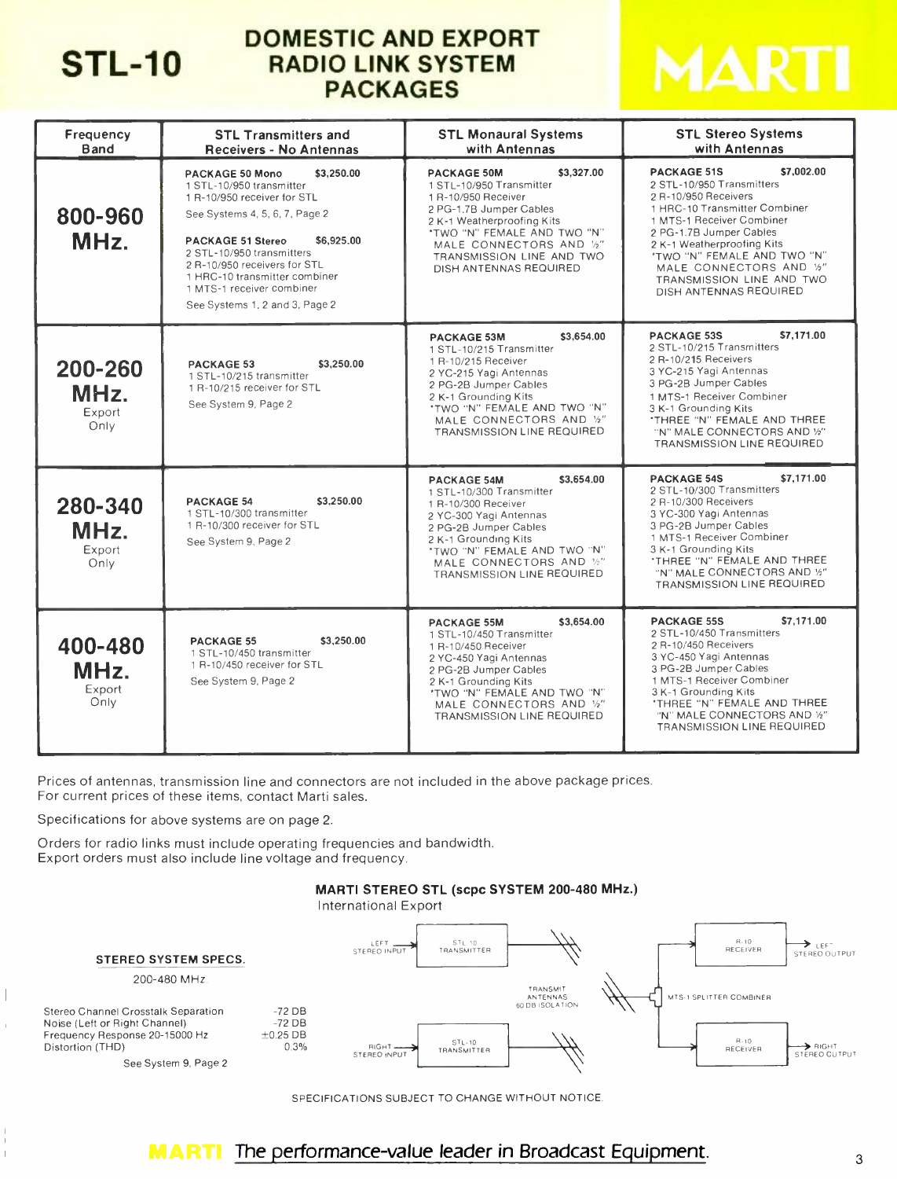# STL-10 DOMESTIC AND EXPORT RADIO LINK SYSTEM PACKAGES

MARTI

| Frequency Band | STL Transmitters and Receivers - No Antennas | STL Monaural Systems with Antennas | STL Stereo Systems with Antennas |
|---|---|---|---|
| **800-960 MHz.** | **PACKAGE 50 Mono** $3,250.00<br>1 STL-10/950 transmitter<br>1 R-10/950 receiver for STL<br>See Systems 4, 5, 6, 7, Page 2<br><br>**PACKAGE 51 Stereo** $6,925.00<br>2 STL-10/950 transmitters<br>2 R-10/950 receivers for STL<br>1 HRC-10 transmitter combiner<br>1 MTS-1 receiver combiner<br>See Systems 1, 2 and 3, Page 2 | **PACKAGE 50M** $3,327.00<br>1 STL-10/950 Transmitter<br>1 R-10/950 Receiver<br>2 PG-1.7B Jumper Cables<br>2 K-1 Weatherproofing Kits<br>*TWO "N" FEMALE AND TWO "N" MALE CONNECTORS AND ½" TRANSMISSION LINE AND TWO DISH ANTENNAS REQUIRED | **PACKAGE 51S** $7,002.00<br>2 STL-10/950 Transmitters<br>2 R-10/950 Receivers<br>1 HRC-10 Transmitter Combiner<br>1 MTS-1 Receiver Combiner<br>2 PG-1.7B Jumper Cables<br>2 K-1 Weatherproofing Kits<br>*TWO "N" FEMALE AND TWO "N" MALE CONNECTORS AND ½" TRANSMISSION LINE AND TWO DISH ANTENNAS REQUIRED |
| **200-260 MHz.** Export Only | **PACKAGE 53** $3,250.00<br>1 STL-10/215 transmitter<br>1 R-10/215 receiver for STL<br>See System 9, Page 2 | **PACKAGE 53M** $3,654.00<br>1 STL-10/215 Transmitter<br>1 R-10/215 Receiver<br>2 YC-215 Yagi Antennas<br>2 PG-2B Jumper Cables<br>2 K-1 Grounding Kits<br>*TWO "N" FEMALE AND TWO "N" MALE CONNECTORS AND ½" TRANSMISSION LINE REQUIRED | **PACKAGE 53S** $7,171.00<br>2 STL-10/215 Transmitters<br>2 R-10/215 Receivers<br>3 YC-215 Yagi Antennas<br>3 PG-2B Jumper Cables<br>1 MTS-1 Receiver Combiner<br>3 K-1 Grounding Kits<br>*THREE "N" FEMALE AND THREE "N" MALE CONNECTORS AND ½" TRANSMISSION LINE REQUIRED |
| **280-340 MHz.** Export Only | **PACKAGE 54** $3,250.00<br>1 STL-10/300 transmitter<br>1 R-10/300 receiver for STL<br>See System 9, Page 2 | **PACKAGE 54M** $3,654.00<br>1 STL-10/300 Transmitter<br>1 R-10/300 Receiver<br>2 YC-300 Yagi Antennas<br>2 PG-2B Jumper Cables<br>2 K-1 Grounding Kits<br>*TWO "N" FEMALE AND TWO "N" MALE CONNECTORS AND ½" TRANSMISSION LINE REQUIRED | **PACKAGE 54S** $7,171.00<br>2 STL-10/300 Transmitters<br>2 R-10/300 Receivers<br>3 YC-300 Yagi Antennas<br>3 PG-2B Jumper Cables<br>1 MTS-1 Receiver Combiner<br>3 K-1 Grounding Kits<br>*THREE "N" FEMALE AND THREE "N" MALE CONNECTORS AND ½" TRANSMISSION LINE REQUIRED |
| **400-480 MHz.** Export Only | **PACKAGE 55** $3,250.00<br>1 STL-10/450 transmitter<br>1 R-10/450 receiver for STL<br>See System 9, Page 2 | **PACKAGE 55M** $3,654.00<br>1 STL-10/450 Transmitter<br>1 R-10/450 Receiver<br>2 YC-450 Yagi Antennas<br>2 PG-2B Jumper Cables<br>2 K-1 Grounding Kits<br>*TWO "N" FEMALE AND TWO "N" MALE CONNECTORS AND ½" TRANSMISSION LINE REQUIRED | **PACKAGE 55S** $7,171.00<br>2 STL-10/450 Transmitters<br>2 R-10/450 Receivers<br>3 YC-450 Yagi Antennas<br>3 PG-2B Jumper Cables<br>1 MTS-1 Receiver Combiner<br>3 K-1 Grounding Kits<br>*THREE "N" FEMALE AND THREE "N" MALE CONNECTORS AND ½" TRANSMISSION LINE REQUIRED |

Prices of antennas, transmission line and connectors are not included in the above package prices. For current prices of these items, contact Marti sales.

Specifications for above systems are on page 2.

Orders for radio links must include operating frequencies and bandwidth. Export orders must also include line voltage and frequency.

## MARTI STEREO STL (scpc SYSTEM 200-480 MHz.)

International Export

LEFT STEREO INPUT → STL-10 TRANSMITTER; RIGHT STEREO INPUT → STL-10 TRANSMITTER; TRANSMIT ANTENNAS 60 DB ISOLATION; MTS-1 SPLITTER COMBINER; R-10 RECEIVER → LEFT STEREO OUTPUT; R-10 RECEIVER → RIGHT STEREO OUTPUT

### STEREO SYSTEM SPECS.

200-480 MHz.

| | |
|---|---|
| Stereo Channel Crosstalk Separation | -72 DB |
| Noise (Left or Right Channel) | -72 DB |
| Frequency Response 20-15000 Hz | ±0.25 DB |
| Distortion (THD) | 0.3% |

See System 9, Page 2

SPECIFICATIONS SUBJECT TO CHANGE WITHOUT NOTICE.

MARTI *The performance-value leader in Broadcast Equipment.*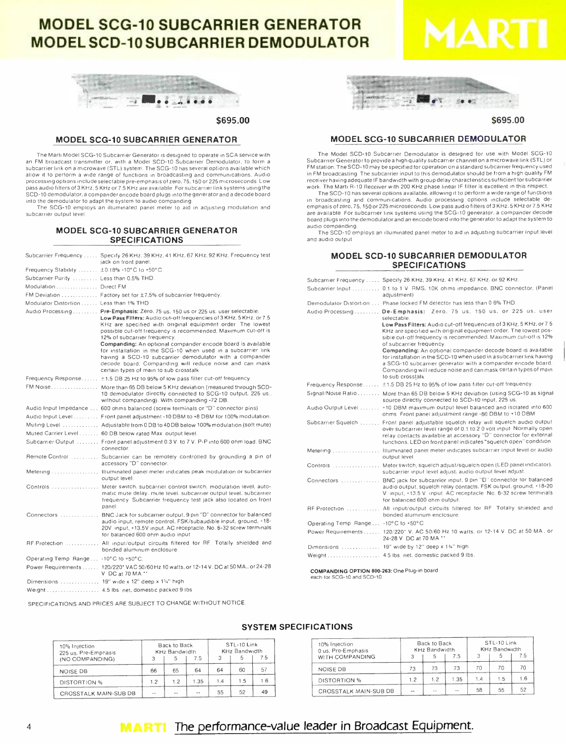# MODEL SCG-10 SUBCARRIER GENERATOR
# MODEL SCD-10 SUBCARRIER DEMODULATOR

MARTI

$695.00

## MODEL SCG-10 SUBCARRIER GENERATOR

The Marti Model SCG-10 Subcarrier Generator is designed to operate in SCA service with an FM broadcast transmitter or, with a Model SCD-10 Subcarrier Demodulator, to form a subcarrier link on a microwave (STL) system. The SCG-10 has several options available which allow it to perform a wide range of functions in broadcasting and communications. Audio processing options include selectable pre-emphasis of zero, 75, 150 or 225 microseconds. Low pass audio filters of 3 KHz, 5 KHz or 7.5 KHz are available. For subcarrier link systems using the SCD-10 demodulator, a compander encode board plugs into the generator and a decode board into the demodulator to adapt the system to audio companding.

The SCG-10 employs an illuminated panel meter to aid in adjusting modulation and subcarrier output level.

## MODEL SCG-10 SUBCARRIER GENERATOR SPECIFICATIONS

| | |
|---|---|
| Subcarrier Frequency | Specify 26 KHz, 39 KHz, 41 KHz, 67 KHz, 92 KHz. Frequency test jack on front panel. |
| Frequency Stability | ±0.18% -10° C to +50° C. |
| Subcarrier Purity | Less than 0.5% THD. |
| Modulation | Direct FM. |
| FM Deviation | Factory set for ±7.5% of subcarrier frequency. |
| Modulator Distortion | Less than 1% THD. |
| Audio Processing | **Pre-Emphasis:** Zero, 75 us, 150 us or 225 us, user selectable. **Low Pass Filters:** Audio cut-off frequencies of 3 KHz, 5 KHz, or 7.5 KHz are specified with original equipment order. The lowest possible cut-off frequency is recommended. Maximum cut-off is 12% of subcarrier frequency. **Companding:** An optional compander encode board is available for installation in the SCG-10 when used in a subcarrier link having a SCD-10 subcarrier demodulator with a compander decode board. Companding will reduce noise and can mask certain types of main to sub crosstalk. |
| Frequency Response | ±1.5 DB 25 Hz to 95% of low pass filter cut-off frequency. |
| FM Noise | More than 65 DB below 5 KHz deviation (measured through SCD-10 demodulator directly connected to SCG-10 output, 225 us, without companding). With companding -72 DB. |
| Audio Input Impedance | 600 ohms balanced (screw terminals or "D" connector pins). |
| Audio Input Level | Front panel adjustment -10 DBM to +8 DBM for 100% modulation. |
| Muting Level | Adjustable from 0 DB to 40 DB below 100% modulation (soft mute). |
| Muted Carrier Level | 60 DB below rated Max. output level. |
| Subcarrier Output | Front panel adjustment 0.3 V. to 7 V. P-P into 600 ohm load. BNC connector. |
| Remote Control | Subcarrier can be remotely controlled by grounding a pin of accessory "D" connector. |
| Metering | Illuminated panel meter indicates peak modulation or subcarrier output level. |
| Controls | Meter switch, subcarrier control switch, modulation level, automatic mute delay, mute level, subcarrier output level, subcarrier frequency. Subcarrier frequency test jack also located on front panel. |
| Connectors | BNC Jack for subcarrier output, 9 pin "D" connector for balanced audio input, remote control, FSK/subaudible input, ground, +18-20V input, +13.5V input. AC receptacle. No. 6-32 screw terminals for balanced 600 ohm audio input. |
| RF Protection | All input/output circuits filtered for RF. Totally shielded and bonded aluminum enclosure. |
| Operating Temp. Range | -10° C to +50° C. |
| Power Requirements | 120/220* VAC 50/60 Hz 10 watts, or 12-14 V. DC at 50 MA., or 24-28 V. DC at 70 MA.** |
| Dimensions | 19" wide x 12" deep x 1¾" high. |
| Weight | 4.5 lbs. net, domestic packed 9 lbs. |

SPECIFICATIONS AND PRICES ARE SUBJECT TO CHANGE WITHOUT NOTICE.

$695.00

## MODEL SCG-10 SUBCARRIER DEMODULATOR

The Model SCD-10 Subcarrier Demodulator is designed for use with Model SCG-10 Subcarrier Generator to provide a high quality subcarrier channel on a microwave link (STL) or FM station. The SCD-10 may be specified for operation on a standard subcarrier frequency used in FM broadcasting. The subcarrier input to this demodulator should be from a high quality FM receiver having adequate IF bandwidth with group delay characteristics sufficient for subcarrier work. The Marti R-10 Receiver with 200 KHz phase linear IF filter is excellent in this respect.

The SCD-10 has several options available, allowing it to perform a wide range of functions in broadcasting and communications. Audio processing options include selectable de-emphasis of zero, 75, 150 or 225 microseconds. Low pass audio filters of 3 KHz, 5 KHz or 7.5 KHz are available. For subcarrier link systems using the SCG-10 generator, a compander decode board plugs into the demodulator and an encode board into the generator to adapt the system to audio companding.

The SCD-10 employs an illuminated panel meter to aid in adjusting subcarrier input level and audio output.

## MODEL SCD-10 SUBCARRIER DEMODULATOR SPECIFICATIONS

| | |
|---|---|
| Subcarrier Frequency | Specify 26 KHz, 39 KHz, 41 KHz, 67 KHz, or 92 KHz. |
| Subcarrier Input | 0.1 to 1 V. RMS, 10K ohms impedance, BNC connector. (Panel adjustment) |
| Demodulator Distortion | Phase locked FM detector has less than 0.6% THD. |
| Audio Processing | **De-Emphasis:** Zero, 75 us, 150 us, or 225 us, user selectable. **Low Pass Filters:** Audio cut-off frequencies of 3 KHz, 5 KHz, or 7.5 KHz are specified with original equipment order. The lowest possible cut-off is recommended. Maximum cut-off is 12% of subcarrier frequency. **Companding:** An optional compander decode board is available for installation in the SCD-10 when used in a subcarrier link having a SCG-10 subcarrier generator with a compander encode board. Companding will reduce noise and can mask certain types of main to sub crosstalk. |
| Frequency Response | ±1.5 DB 25 Hz to 95% of low pass filter cut-off frequency. |
| Signal/Noise Ratio | More than 65 DB below 5 KHz deviation (using SCG-10 as signal source directly connected to SCD-10 input, 225 us. |
| Audio Output Level | +10 DBM maximum output level balanced and isolated into 600 ohms. Front panel adjustment range -60 DBM to +10 DBM. |
| Subcarrier Squelch | Front panel adjustable squelch relay will squelch audio output over subcarrier level range of 0.1 to 2.0 volt input. Normally open relay contacts available at accessory "D" connector for external functions. LED on front panel indicates "squelch open" condition. |
| Metering | Illuminated panel meter indicates subcarrier input level or audio output level. |
| Controls | Meter switch, squelch adjust/squelch open (LED panel indicator), subcarrier input level adjust, audio output level adjust. |
| Connectors | BNC jack for subcarrier input, 9 pin "D" connector for balanced audio output, squelch relay contacts, FSK output, ground, +18-20 V. input, +13.5 V. input. AC receptacle. No. 6-32 screw terminals for balanced 600 ohm output. |
| RF Protection | All input/output circuits filtered for RF. Totally shielded and bonded aluminum enclosure. |
| Operating Temp. Range | -10° C to +50° C. |
| Power Requirements | 120/220* V. AC 50/60 Hz 10 watts, or 12-14 V. DC at 50 MA., or 24-28 V. DC at 70 MA.** |
| Dimensions | 19" wide by 12" deep x 1¾" high. |
| Weight | 4.5 lbs. net, domestic packed 9 lbs. |

**COMPANDING OPTION 800-263:** One Plug-in board each for SCG-10 and SCD-10.

## SYSTEM SPECIFICATIONS

| 10% Injection 225 us. Pre-Emphasis (NO COMPANDING) | Back to Back KHz Bandwidth | | | STL-10 Link KHz Bandwidth | | |
|---|---|---|---|---|---|---|
| | 3 | 5 | 7.5 | 3 | 5 | 7.5 |
| NOISE DB | 66 | 65 | 64 | 64 | 60 | 57 |
| DISTORTION % | 1.2 | 1.2 | 1.35 | 1.4 | 1.5 | 1.6 |
| CROSSTALK MAIN-SUB DB | -- | -- | -- | 55 | 52 | 49 |

| 10% Injection 0 us. Pre-Emphasis WITH COMPANDING | Back to Back KHz Bandwidth | | | STL-10 Link KHz Bandwidth | | |
|---|---|---|---|---|---|---|
| | 3 | 5 | 7.5 | 3 | 5 | 7.5 |
| NOISE DB | 73 | 73 | 73 | 70 | 70 | 70 |
| DISTORTION % | 1.2 | 1.2 | 1.35 | 1.4 | 1.5 | 1.6 |
| CROSSTALK MAIN-SUB DB | -- | -- | -- | 58 | 55 | 52 |

MARTI The performance-value leader in Broadcast Equipment.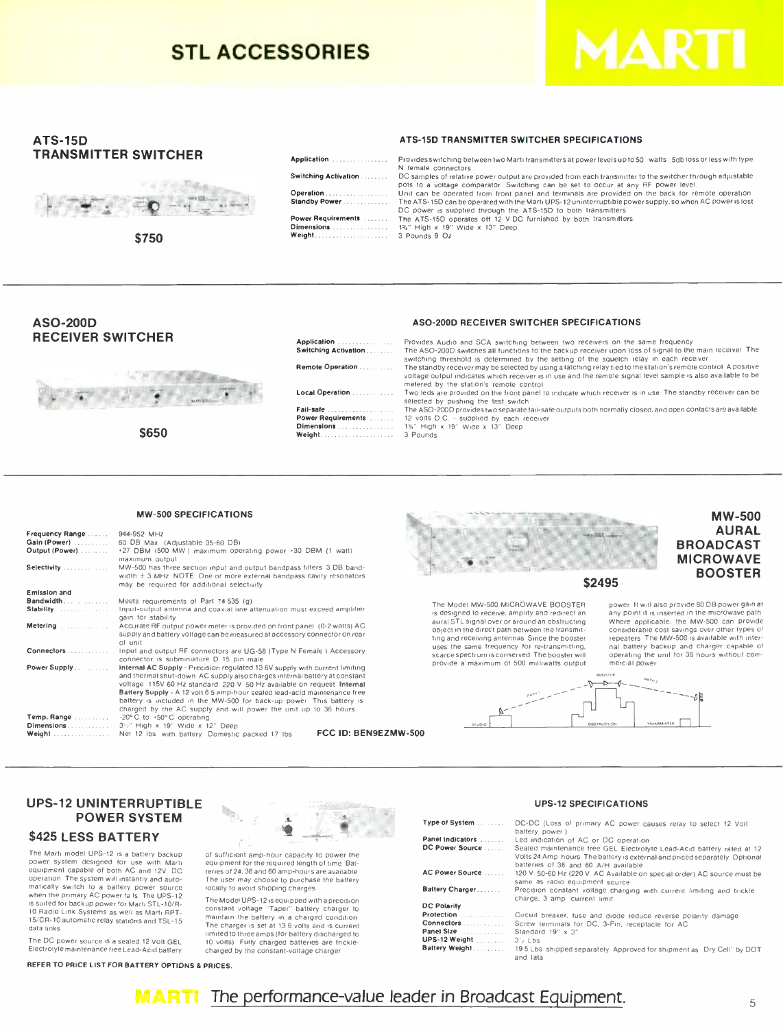# STL ACCESSORIES

MARTI

## ATS-15D TRANSMITTER SWITCHER

**$750**

### ATS-15D TRANSMITTER SWITCHER SPECIFICATIONS

| | |
|---|---|
| **Application** | Provides switching between two Marti transmitters at power levels up to 50 watts .5db loss or less with type N female connectors |
| **Switching Activation** | DC samples of relative power output are provided from each transmitter to the switcher through adjustable pots to a voltage comparator. Switching can be set to occur at any RF power level |
| **Operation** | Unit can be operated from front panel and terminals are provided on the back for remote operation |
| **Standby Power** | The ATS-15D can be operated with the Marti UPS-12 uninterruptible power supply, so when AC power is lost DC power is supplied through the ATS-15D to both transmitters |
| **Power Requirements** | The ATS-15D operates off 12 V DC furnished by both transmitters |
| **Dimensions** | 1¾" High x 19" Wide x 13" Deep |
| **Weight** | 3 Pounds 9 Oz |

## ASO-200D RECEIVER SWITCHER

**$650**

### ASO-200D RECEIVER SWITCHER SPECIFICATIONS

| | |
|---|---|
| **Application** | Provides Audio and SCA switching between two receivers on the same frequency |
| **Switching Activation** | The ASO-200D switches all functions to the backup receiver upon loss of signal to the main receiver. The switching threshold is determined by the setting of the squelch relay in each receiver |
| **Remote Operation** | The standby receiver may be selected by using a latching relay tied to the station's remote control. A positive voltage output indicates which receiver is in use and the remote signal level sample is also available to be metered by the station's remote control |
| **Local Operation** | Two leds are provided on the front panel to indicate which receiver is in use. The standby receiver can be selected by pushing the test switch |
| **Fail-safe** | The ASO-200D provides two separate fail-safe outputs both normally closed, and open contacts are available |
| **Power Requirements** | 12 volts D.C. - supplied by each receiver |
| **Dimensions** | 1¾" High x 19" Wide x 13" Deep |
| **Weight** | 3 Pounds |

## MW-500 AURAL BROADCAST MICROWAVE BOOSTER

**$2495**

### MW-500 SPECIFICATIONS

| | |
|---|---|
| **Frequency Range** | 944-952 MHz |
| **Gain (Power)** | 60 DB Max (Adjustable 35-60 DB) |
| **Output (Power)** | +27 DBM (500 MW) maximum operating power +30 DBM (1 watt) maximum output |
| **Selectivity** | MW-500 has three section input and output bandpass filters 3 DB bandwidth ± 3 MHz. NOTE: One or more external bandpass cavity resonators may be required for additional selectivity |
| **Emission and Bandwidth** | Meets requirements of Part 74 535 (g) |
| **Stability** | Input-output antenna and coaxial line attenuation must exceed amplifier gain for stability |
| **Metering** | Accurate RF output power meter is provided on front panel (0-2 watts) AC supply and battery voltage can be measured at accessory connector on rear of unit |
| **Connectors** | Input and output RF connectors are UG-58 (Type N Female) Accessory connector is subminiature D 15 pin male |
| **Power Supply** | **Internal AC Supply** - Precision regulated 13.6V supply with current limiting and thermal shut-down. AC supply also charges internal battery at constant voltage. 115V 60 Hz standard. 220 V 50 Hz available on request. **Internal Battery Supply** - A 12 volt 6.5 amp-hour sealed lead-acid maintenance free battery is included in the MW-500 for back-up power. This battery is charged by the AC supply and will power the unit up to 36 hours |
| **Temp. Range** | -20°C to +50°C operating |
| **Dimensions** | 3½" High x 19" Wide x 12" Deep |
| **Weight** | Net 12 lbs with battery. Domestic packed 17 lbs |

**FCC ID: BEN9EZMW-500**

The Model MW-500 MICROWAVE BOOSTER is designed to receive, amplify and redirect an aural STL signal over or around an obstructing object in the direct path between the transmitting and receiving antennas. Since the booster uses the same frequency for re-transmitting, scarce spectrum is conserved. The booster will provide a maximum of 500 milliwatts output power. It will also provide 60 DB power gain at any point it is inserted in the microwave path. Where applicable, the MW-500 can provide considerable cost savings over other types of repeaters. The MW-500 is available with internal battery backup and charger capable of operating the unit for 36 hours without commercial power.

## UPS-12 UNINTERRUPTIBLE POWER SYSTEM

**$425 LESS BATTERY**

The Marti model UPS-12 is a battery backup power system designed for use with Marti equipment capable of both AC and 12V DC operation. The system will instantly and automatically switch to a battery power source when the primary AC power fails. The UPS-12 is suited for backup power for Marti STL-10/R-10 Radio Link Systems as well as Marti RPT-15/CR-10 automatic relay stations and TSL-15 data links.

The DC power source is a sealed 12 volt GEL Electrolyte maintenance free Lead-Acid battery of sufficient amp-hour capacity to power the equipment for the required length of time. Batteries of 24, 38 and 60 amp-hours are available. The user may choose to purchase the battery locally to avoid shipping charges.

The Model UPS-12 is equipped with a precision constant voltage "Taper" battery charger to maintain the battery in a charged condition. The charger is set at 13.6 volts and is current limited to three amps (for battery discharged to 10 volts). Fully charged batteries are trickle-charged by the constant-voltage charger.

### UPS-12 SPECIFICATIONS

| | |
|---|---|
| **Type of System** | DC-DC (Loss of primary AC power causes relay to select 12 Volt battery power) |
| **Panel Indicators** | Led indication of AC or DC operation |
| **DC Power Source** | Sealed maintenance free GEL Electrolyte Lead-Acid battery rated at 12 Volts 24 Amp. hours. The battery is external and priced separately. Optional batteries of 38 and 60 A/H available |
| **AC Power Source** | 120 V. 50-60 Hz (220 V. AC Available on special order) AC source must be same as radio equipment source |
| **Battery Charger** | Precision constant voltage charging with current limiting and trickle charge. 3 amp current limit |
| **DC Polarity Protection** | Circuit breaker, fuse and diode reduce reverse polarity damage |
| **Connectors** | Screw terminals for DC, 3-Pin receptacle for AC |
| **Panel Size** | Standard 19" x 3" |
| **UPS-12 Weight** | 3½ Lbs |
| **Battery Weight** | 19.5 Lbs shipped separately. Approved for shipment as "Dry Cell" by DOT and Iata |

**REFER TO PRICE LIST FOR BATTERY OPTIONS & PRICES.**

**MARTI** *The performance-value leader in Broadcast Equipment.*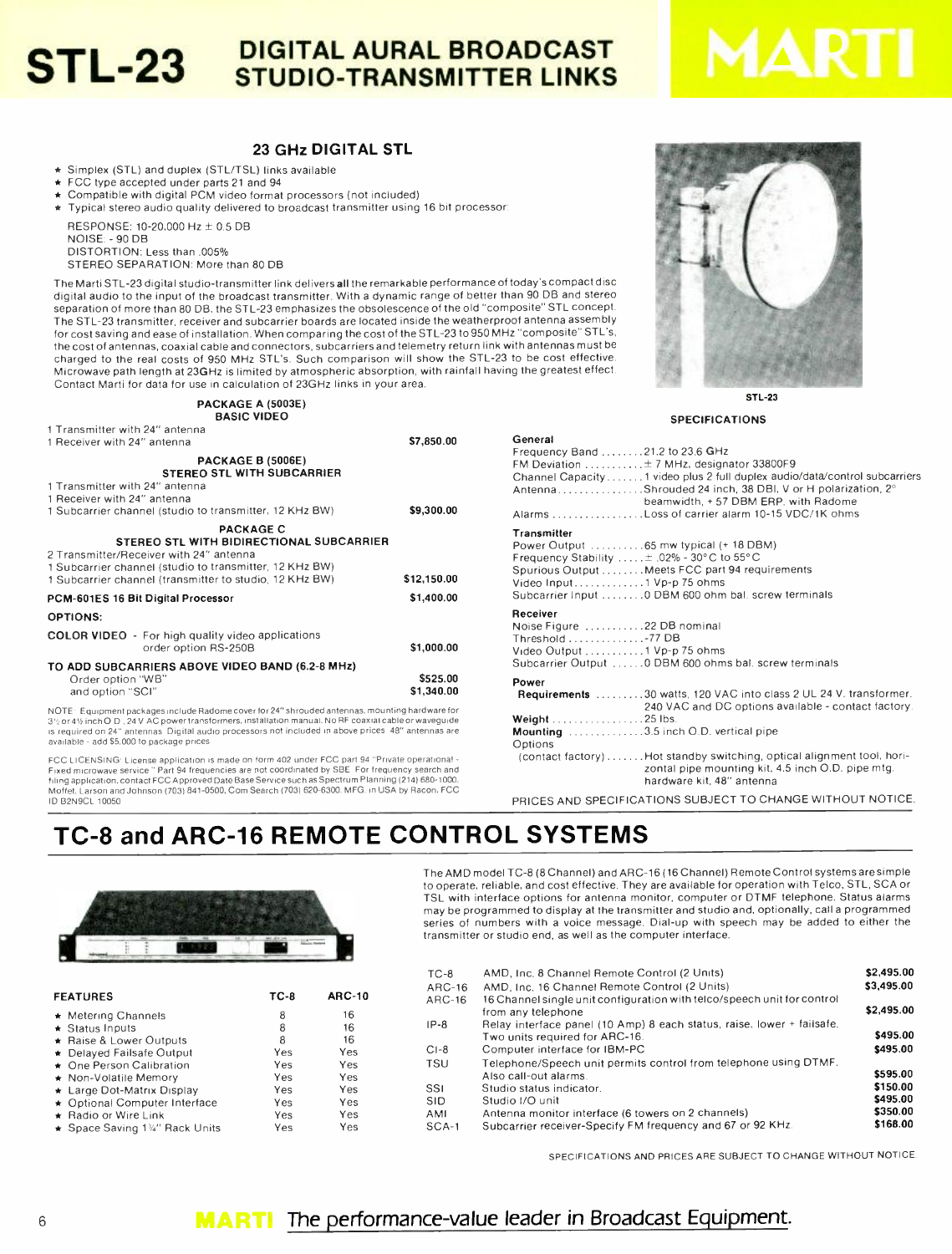# STL-23 DIGITAL AURAL BROADCAST STUDIO-TRANSMITTER LINKS

MARTI

## 23 GHz DIGITAL STL

- ★ Simplex (STL) and duplex (STL/TSL) links available
- ★ FCC type accepted under parts 21 and 94
- ★ Compatible with digital PCM video format processors (not included)
- ★ Typical stereo audio quality delivered to broadcast transmitter using 16 bit processor:

RESPONSE: 10-20,000 Hz ± 0.5 DB
NOISE: - 90 DB
DISTORTION: Less than .005%
STEREO SEPARATION: More than 80 DB

The Marti STL-23 digital studio-transmitter link delivers **all** the remarkable performance of today's compact disc digital audio to the input of the broadcast transmitter. With a dynamic range of better than 90 DB and stereo separation of more than 80 DB, the STL-23 emphasizes the obsolescence of the old "composite" STL concept. The STL-23 transmitter, receiver and subcarrier boards are located inside the weatherproof antenna assembly for cost saving and ease of installation. When comparing the cost of the STL-23 to 950 MHz "composite" STL's, the cost of antennas, coaxial cable and connectors, subcarriers and telemetry return link with antennas must be charged to the real costs of 950 MHz STL's. Such comparison will show the STL-23 to be cost effective. Microwave path length at 23GHz is limited by atmospheric absorption, with rainfall having the greatest effect. Contact Marti for data for use in calculation of 23GHz links in your area.

STL-23

| | |
|---|---|
| **PACKAGE A (5003E) BASIC VIDEO** | |
| 1 Transmitter with 24" antenna | |
| 1 Receiver with 24" antenna | $7,850.00 |
| **PACKAGE B (5006E) STEREO STL WITH SUBCARRIER** | |
| 1 Transmitter with 24" antenna | |
| 1 Receiver with 24" antenna | |
| 1 Subcarrier channel (studio to transmitter, 12 KHz BW) | $9,300.00 |
| **PACKAGE C STEREO STL WITH BIDIRECTIONAL SUBCARRIER** | |
| 2 Transmitter/Receiver with 24" antenna | |
| 1 Subcarrier channel (studio to transmitter, 12 KHz BW) | |
| 1 Subcarrier channel (transmitter to studio, 12 KHz BW) | $12,150.00 |
| **PCM-601ES 16 Bit Digital Processor** | $1,400.00 |
| **OPTIONS:** | |
| **COLOR VIDEO** - For high quality video applications order option RS-250B | $1,000.00 |
| **TO ADD SUBCARRIERS ABOVE VIDEO BAND (6.2-8 MHz)** | |
| Order option "WB" | $525.00 |
| and option "SCI" | $1,340.00 |

NOTE: Equipment packages include Radome cover for 24" shrouded antennas, mounting hardware for 3½ or 4½ inch O.D., 24 V AC power transformers, installation manual. No RF coaxial cable or waveguide is required on 24" antennas. Digital audio processors not included in above prices. 48" antennas are available - add $5,000 to package prices.

FCC LICENSING: License application is made on form 402 under FCC part 94 "Private operational - Fixed microwave service." Part 94 frequencies are not coordinated by SBE. For frequency search and filing application, contact FCC Approved Date Base Service such as Spectrum Planning (214) 680-1000, Moffet, Larson and Johnson (703) 841-0500, Com Search (703) 620-6300. MFG. in USA by Racon, FCC ID B2N9CL 10050

### SPECIFICATIONS

**General**
- Frequency Band ........ 21.2 to 23.6 GHz
- FM Deviation ........... ± 7 MHz, designator 33800F9
- Channel Capacity ....... 1 video plus 2 full duplex audio/data/control subcarriers
- Antenna ................ Shrouded 24 inch, 38 DBI, V or H polarization, 2° beamwidth, + 57 DBM ERP, with Radome
- Alarms ................. Loss of carrier alarm 10-15 VDC/1K ohms

**Transmitter**
- Power Output .......... 65 mw typical (+ 18 DBM)
- Frequency Stability ..... ± .02% - 30°C to 55°C
- Spurious Output ........ Meets FCC part 94 requirements
- Video Input ............. 1 Vp-p 75 ohms
- Subcarrier Input ........ 0 DBM 600 ohm bal. screw terminals

**Receiver**
- Noise Figure ........... 22 DB nominal
- Threshold .............. -77 DB
- Video Output ........... 1 Vp-p 75 ohms
- Subcarrier Output ...... 0 DBM 600 ohms bal. screw terminals

**Power**
- **Requirements** ......... 30 watts, 120 VAC into class 2 UL 24 V. transformer. 240 VAC and DC options available - contact factory.
- **Weight** ................. 25 lbs.
- **Mounting** .............. 3.5 inch O.D. vertical pipe
- Options (contact factory) ....... Hot standby switching, optical alignment tool, horizontal pipe mounting kit, 4.5 inch O.D. pipe mtg. hardware kit, 48" antenna

PRICES AND SPECIFICATIONS SUBJECT TO CHANGE WITHOUT NOTICE.

# TC-8 and ARC-16 REMOTE CONTROL SYSTEMS

The AMD model TC-8 (8 Channel) and ARC-16 (16 Channel) Remote Control systems are simple to operate, reliable, and cost effective. They are available for operation with Telco, STL, SCA or TSL with interface options for antenna monitor, computer or DTMF telephone. Status alarms may be programmed to display at the transmitter and studio and, optionally, call a programmed series of numbers with a voice message. Dial-up with speech may be added to either the transmitter or studio end, as well as the computer interface.

| FEATURES | TC-8 | ARC-10 |
|---|---|---|
| ★ Metering Channels | 8 | 16 |
| ★ Status Inputs | 8 | 16 |
| ★ Raise & Lower Outputs | 8 | 16 |
| ★ Delayed Failsafe Output | Yes | Yes |
| ★ One Person Calibration | Yes | Yes |
| ★ Non-Volatile Memory | Yes | Yes |
| ★ Large Dot-Matrix Display | Yes | Yes |
| ★ Optional Computer Interface | Yes | Yes |
| ★ Radio or Wire Link | Yes | Yes |
| ★ Space Saving 1¾" Rack Units | Yes | Yes |

| | | |
|---|---|---|
| TC-8 | AMD, Inc. 8 Channel Remote Control (2 Units) | $2,495.00 |
| ARC-16 | AMD, Inc. 16 Channel Remote Control (2 Units) | $3,495.00 |
| ARC-16 | 16 Channel single unit configuration with telco/speech unit for control from any telephone | $2,495.00 |
| IP-8 | Relay interface panel (10 Amp) 8 each status, raise, lower + failsafe. Two units required for ARC-16. | $495.00 |
| CI-8 | Computer interface for IBM-PC | $495.00 |
| TSU | Telephone/Speech unit permits control from telephone using DTMF. Also call-out alarms. | $595.00 |
| SSI | Studio status indicator. | $150.00 |
| SID | Studio I/O unit | $495.00 |
| AMI | Antenna monitor interface (6 towers on 2 channels) | $350.00 |
| SCA-1 | Subcarrier receiver-Specify FM frequency and 67 or 92 KHz. | $168.00 |

SPECIFICATIONS AND PRICES ARE SUBJECT TO CHANGE WITHOUT NOTICE.

MARTI The performance-value leader in Broadcast Equipment.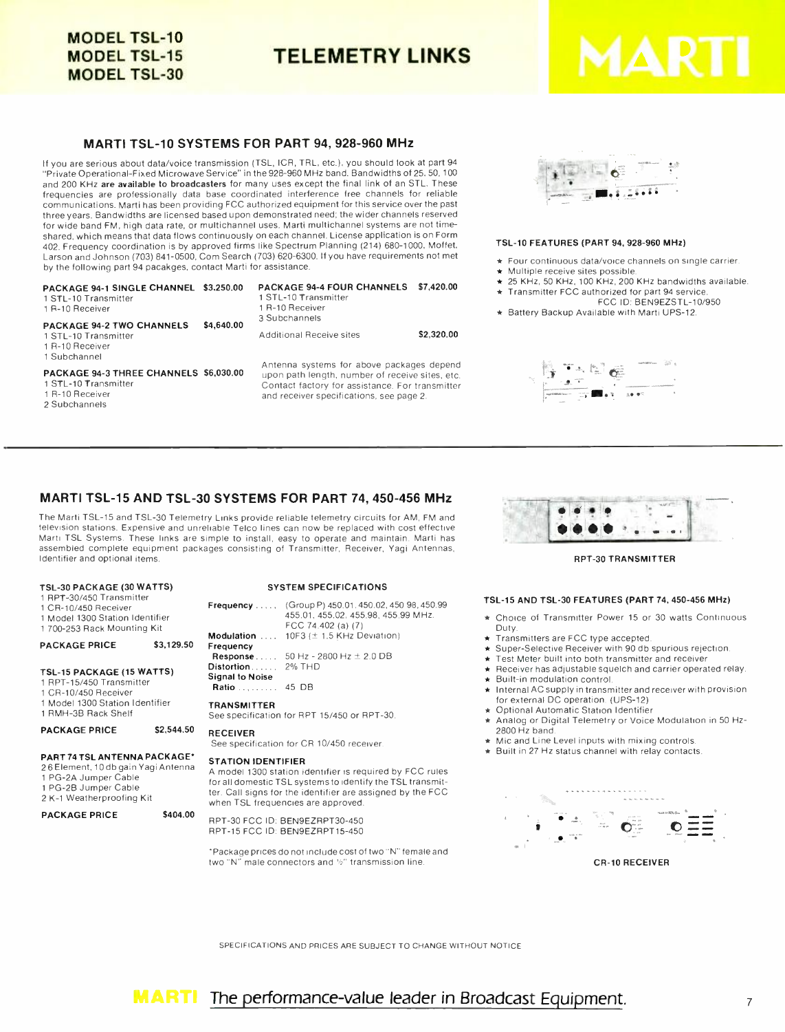# MODEL TSL-10 MODEL TSL-15 MODEL TSL-30

# TELEMETRY LINKS

MARTI

## MARTI TSL-10 SYSTEMS FOR PART 94, 928-960 MHz

If you are serious about data/voice transmission (TSL, ICR, TRL, etc.), you should look at part 94 "Private Operational-Fixed Microwave Service" in the 928-960 MHz band. Bandwidths of 25, 50, 100 and 200 KHz **are available to broadcasters** for many uses except the final link of an STL. These frequencies are professionally data base coordinated interference free channels for reliable communications. Marti has been providing FCC authorized equipment for this service over the past three years. Bandwidths are licensed based upon demonstrated need; the wider channels reserved for wide band FM, high data rate, or multichannel uses. Marti multichannel systems are not time-shared, which means that data flows continuously on each channel. License application is on Form 402. Frequency coordination is by approved firms like Spectrum Planning (214) 680-1000, Moffet, Larson and Johnson (703) 841-0500, Com Search (703) 620-6300. If you have requirements not met by the following part 94 pacakges, contact Marti for assistance.

**PACKAGE 94-1 SINGLE CHANNEL — $3,250.00**
1 STL-10 Transmitter
1 R-10 Receiver

**PACKAGE 94-2 TWO CHANNELS — $4,640.00**
1 STL-10 Transmitter
1 R-10 Receiver
1 Subchannel

**PACKAGE 94-3 THREE CHANNELS — $6,030.00**
1 STL-10 Transmitter
1 R-10 Receiver
2 Subchannels

**PACKAGE 94-4 FOUR CHANNELS — $7,420.00**
1 STL-10 Transmitter
1 R-10 Receiver
3 Subchannels

Additional Receive sites — $2,320.00

Antenna systems for above packages depend upon path length, number of receive sites, etc. Contact factory for assistance. For transmitter and receiver specifications, see page 2.

### TSL-10 FEATURES (PART 94, 928-960 MHz)

- ★ Four continuous data/voice channels on single carrier.
- ★ Multiple receive sites possible.
- ★ 25 KHz, 50 KHz, 100 KHz, 200 KHz bandwidths available.
- ★ Transmitter FCC authorized for part 94 service. FCC ID: BEN9EZSTL-10/950
- ★ Battery Backup Available with Marti UPS-12.

## MARTI TSL-15 AND TSL-30 SYSTEMS FOR PART 74, 450-456 MHz

The Marti TSL-15 and TSL-30 Telemetry Links provide reliable telemetry circuits for AM, FM and television stations. Expensive and unreliable Telco lines can now be replaced with cost effective Marti TSL Systems. These links are simple to install, easy to operate and maintain. Marti has assembled complete equipment packages consisting of Transmitter, Receiver, Yagi Antennas, Identifier and optional items.

**TSL-30 PACKAGE (30 WATTS)**
1 RPT-30/450 Transmitter
1 CR-10/450 Receiver
1 Model 1300 Station Identifier
1 700-253 Rack Mounting Kit

**PACKAGE PRICE — $3,129.50**

**TSL-15 PACKAGE (15 WATTS)**
1 RPT-15/450 Transmitter
1 CR-10/450 Receiver
1 Model 1300 Station Identifier
1 RMH-3B Rack Shelf

**PACKAGE PRICE — $2,544.50**

**PART 74 TSL ANTENNA PACKAGE***
2 6 Element, 10 db gain Yagi Antenna
1 PG-2A Jumper Cable
1 PG-2B Jumper Cable
2 K-1 Weatherproofing Kit

**PACKAGE PRICE — $404.00**

### SYSTEM SPECIFICATIONS

**Frequency** ..... (Group P) 450.01, 450.02, 450.98, 450.99 455.01, 455.02, 455.98, 455.99 MHz. FCC 74.402 (a) (7)

**Modulation** .... 10F3 (± 1.5 KHz Deviation)

**Frequency Response** ..... 50 Hz - 2800 Hz ± 2.0 DB

**Distortion** ...... 2% THD

**Signal to Noise Ratio** ......... 45 DB

**TRANSMITTER**
See specification for RPT 15/450 or RPT-30.

**RECEIVER**
See specification for CR 10/450 receiver.

**STATION IDENTIFIER**
A model 1300 station identifier is required by FCC rules for all domestic TSL systems to identify the TSL transmitter. Call signs for the identifier are assigned by the FCC when TSL frequencies are approved.

RPT-30 FCC ID: BEN9EZRPT30-450
RPT-15 FCC ID: BEN9EZRPT15-450

*Package prices do not include cost of two "N" female and two "N" male connectors and ½" transmission line.

RPT-30 TRANSMITTER

### TSL-15 AND TSL-30 FEATURES (PART 74, 450-456 MHz)

- ★ Choice of Transmitter Power 15 or 30 watts Continuous Duty.
- ★ Transmitters are FCC type accepted.
- ★ Super-Selective Receiver with 90 db spurious rejection.
- ★ Test Meter built into both transmitter and receiver.
- ★ Receiver has adjustable squelch and carrier operated relay.
- ★ Built-in modulation control.
- ★ Internal AC supply in transmitter and receiver with provision for external DC operation. (UPS-12)
- ★ Optional Automatic Station Identifier.
- ★ Analog or Digital Telemetry or Voice Modulation in 50 Hz-2800 Hz band.
- ★ Mic and Line Level inputs with mixing controls.
- ★ Built in 27 Hz status channel with relay contacts.

CR-10 RECEIVER

SPECIFICATIONS AND PRICES ARE SUBJECT TO CHANGE WITHOUT NOTICE

MARTI *The performance-value leader in Broadcast Equipment.*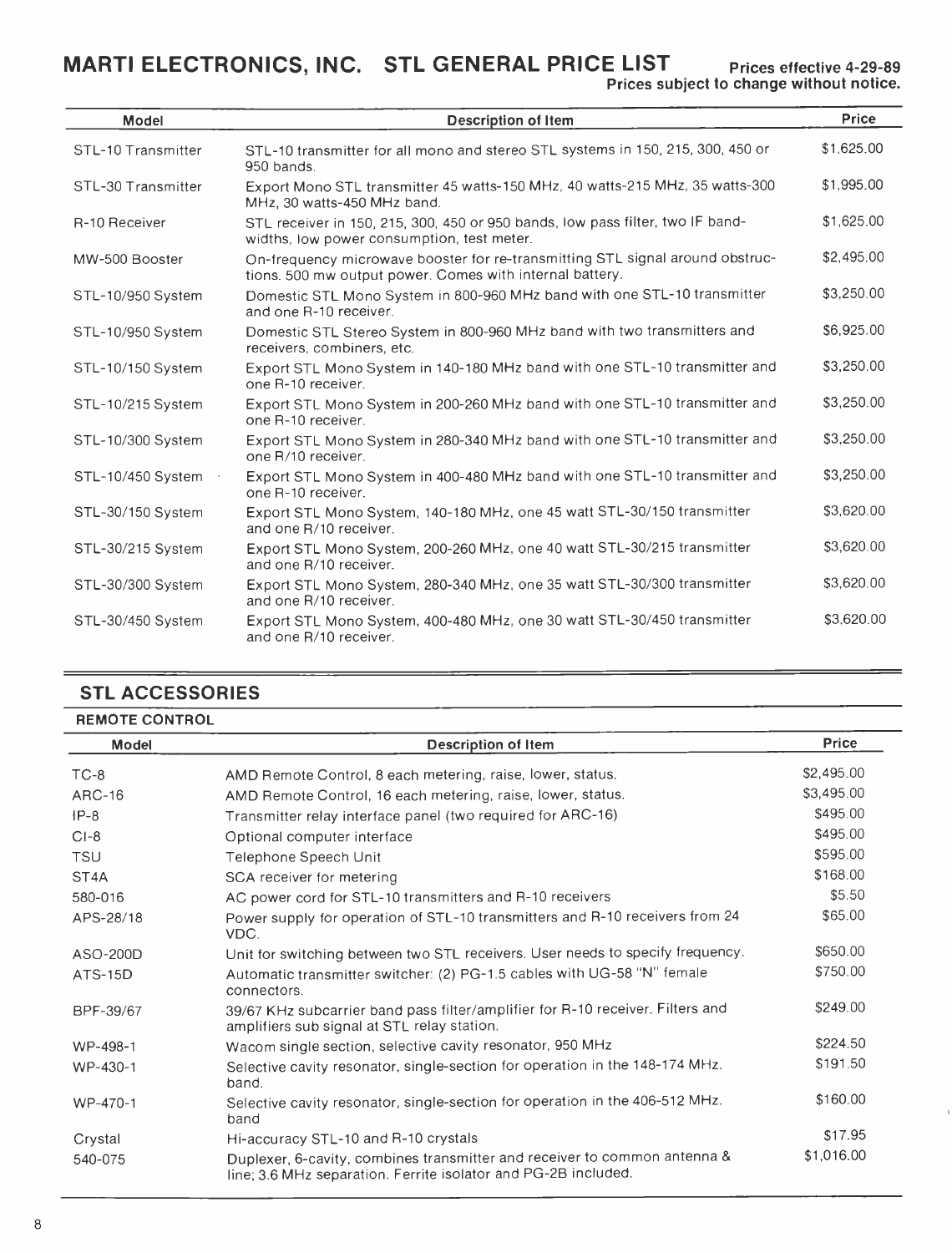# MARTI ELECTRONICS, INC. STL GENERAL PRICE LIST

**Prices effective 4-29-89**
**Prices subject to change without notice.**

| Model | Description of Item | Price |
|---|---|---|
| STL-10 Transmitter | STL-10 transmitter for all mono and stereo STL systems in 150, 215, 300, 450 or 950 bands. | $1,625.00 |
| STL-30 Transmitter | Export Mono STL transmitter 45 watts-150 MHz, 40 watts-215 MHz, 35 watts-300 MHz, 30 watts-450 MHz band. | $1,995.00 |
| R-10 Receiver | STL receiver in 150, 215, 300, 450 or 950 bands, low pass filter, two IF bandwidths, low power consumption, test meter. | $1,625.00 |
| MW-500 Booster | On-frequency microwave booster for re-transmitting STL signal around obstructions. 500 mw output power. Comes with internal battery. | $2,495.00 |
| STL-10/950 System | Domestic STL Mono System in 800-960 MHz band with one STL-10 transmitter and one R-10 receiver. | $3,250.00 |
| STL-10/950 System | Domestic STL Stereo System in 800-960 MHz band with two transmitters and receivers, combiners, etc. | $6,925.00 |
| STL-10/150 System | Export STL Mono System in 140-180 MHz band with one STL-10 transmitter and one R-10 receiver. | $3,250.00 |
| STL-10/215 System | Export STL Mono System in 200-260 MHz band with one STL-10 transmitter and one R-10 receiver. | $3,250.00 |
| STL-10/300 System | Export STL Mono System in 280-340 MHz band with one STL-10 transmitter and one R/10 receiver. | $3,250.00 |
| STL-10/450 System | Export STL Mono System in 400-480 MHz band with one STL-10 transmitter and one R-10 receiver. | $3,250.00 |
| STL-30/150 System | Export STL Mono System, 140-180 MHz, one 45 watt STL-30/150 transmitter and one R/10 receiver. | $3,620.00 |
| STL-30/215 System | Export STL Mono System, 200-260 MHz, one 40 watt STL-30/215 transmitter and one R/10 receiver. | $3,620.00 |
| STL-30/300 System | Export STL Mono System, 280-340 MHz, one 35 watt STL-30/300 transmitter and one R/10 receiver. | $3,620.00 |
| STL-30/450 System | Export STL Mono System, 400-480 MHz, one 30 watt STL-30/450 transmitter and one R/10 receiver. | $3,620.00 |

## STL ACCESSORIES

### REMOTE CONTROL

| Model | Description of Item | Price |
|---|---|---|
| TC-8 | AMD Remote Control, 8 each metering, raise, lower, status. | $2,495.00 |
| ARC-16 | AMD Remote Control, 16 each metering, raise, lower, status. | $3,495.00 |
| IP-8 | Transmitter relay interface panel (two required for ARC-16) | $495.00 |
| CI-8 | Optional computer interface | $495.00 |
| TSU | Telephone Speech Unit | $595.00 |
| ST4A | SCA receiver for metering | $168.00 |
| 580-016 | AC power cord for STL-10 transmitters and R-10 receivers | $5.50 |
| APS-28/18 | Power supply for operation of STL-10 transmitters and R-10 receivers from 24 VDC. | $65.00 |
| ASO-200D | Unit for switching between two STL receivers. User needs to specify frequency. | $650.00 |
| ATS-15D | Automatic transmitter switcher: (2) PG-1.5 cables with UG-58 "N" female connectors. | $750.00 |
| BPF-39/67 | 39/67 KHz subcarrier band pass filter/amplifier for R-10 receiver. Filters and amplifiers sub signal at STL relay station. | $249.00 |
| WP-498-1 | Wacom single section, selective cavity resonator, 950 MHz | $224.50 |
| WP-430-1 | Selective cavity resonator, single-section for operation in the 148-174 MHz. band. | $191.50 |
| WP-470-1 | Selective cavity resonator, single-section for operation in the 406-512 MHz. band | $160.00 |
| Crystal | Hi-accuracy STL-10 and R-10 crystals | $17.95 |
| 540-075 | Duplexer, 6-cavity, combines transmitter and receiver to common antenna & line; 3.6 MHz separation. Ferrite isolator and PG-2B included. | $1,016.00 |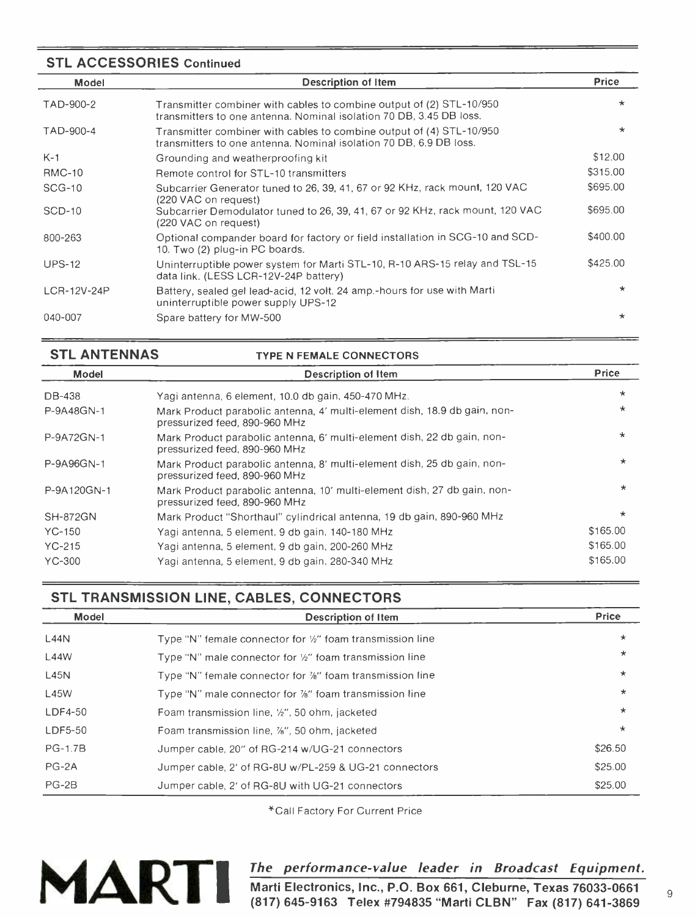## STL ACCESSORIES Continued

| Model | Description of Item | Price |
|---|---|---|
| TAD-900-2 | Transmitter combiner with cables to combine output of (2) STL-10/950 transmitters to one antenna. Nominal isolation 70 DB, 3.45 DB loss. | * |
| TAD-900-4 | Transmitter combiner with cables to combine output of (4) STL-10/950 transmitters to one antenna. Nominal isolation 70 DB, 6.9 DB loss. | * |
| K-1 | Grounding and weatherproofing kit | $12.00 |
| RMC-10 | Remote control for STL-10 transmitters | $315.00 |
| SCG-10 | Subcarrier Generator tuned to 26, 39, 41, 67 or 92 KHz, rack mount, 120 VAC (220 VAC on request) | $695.00 |
| SCD-10 | Subcarrier Demodulator tuned to 26, 39, 41, 67 or 92 KHz, rack mount, 120 VAC (220 VAC on request) | $695.00 |
| 800-263 | Optional compander board for factory or field installation in SCG-10 and SCD-10. Two (2) plug-in PC boards. | $400.00 |
| UPS-12 | Uninterruptible power system for Marti STL-10, R-10 ARS-15 relay and TSL-15 data link. (LESS LCR-12V-24P battery) | $425.00 |
| LCR-12V-24P | Battery, sealed gel lead-acid, 12 volt. 24 amp.-hours for use with Marti uninterruptible power supply UPS-12 | * |
| 040-007 | Spare battery for MW-500 | * |

## STL ANTENNAS — TYPE N FEMALE CONNECTORS

| Model | Description of Item | Price |
|---|---|---|
| DB-438 | Yagi antenna, 6 element, 10.0 db gain, 450-470 MHz. | * |
| P-9A48GN-1 | Mark Product parabolic antenna, 4' multi-element dish, 18.9 db gain, non-pressurized feed, 890-960 MHz | * |
| P-9A72GN-1 | Mark Product parabolic antenna, 6' multi-element dish, 22 db gain, non-pressurized feed, 890-960 MHz | * |
| P-9A96GN-1 | Mark Product parabolic antenna, 8' multi-element dish, 25 db gain, non-pressurized feed, 890-960 MHz | * |
| P-9A120GN-1 | Mark Product parabolic antenna, 10' multi-element dish, 27 db gain, non-pressurized feed, 890-960 MHz | * |
| SH-872GN | Mark Product "Shorthaul" cylindrical antenna, 19 db gain, 890-960 MHz | * |
| YC-150 | Yagi antenna, 5 element, 9 db gain, 140-180 MHz | $165.00 |
| YC-215 | Yagi antenna, 5 element, 9 db gain, 200-260 MHz | $165.00 |
| YC-300 | Yagi antenna, 5 element, 9 db gain, 280-340 MHz | $165.00 |

## STL TRANSMISSION LINE, CABLES, CONNECTORS

| Model | Description of Item | Price |
|---|---|---|
| L44N | Type "N" female connector for ½" foam transmission line | * |
| L44W | Type "N" male connector for ½" foam transmission line | * |
| L45N | Type "N" female connector for ⅞" foam transmission line | * |
| L45W | Type "N" male connector for ⅞" foam transmission line | * |
| LDF4-50 | Foam transmission line, ½", 50 ohm, jacketed | * |
| LDF5-50 | Foam transmission line, ⅞", 50 ohm, jacketed | * |
| PG-1.7B | Jumper cable, 20" of RG-214 w/UG-21 connectors | $26.50 |
| PG-2A | Jumper cable, 2' of RG-8U w/PL-259 & UG-21 connectors | $25.00 |
| PG-2B | Jumper cable, 2' of RG-8U with UG-21 connectors | $25.00 |

*Call Factory For Current Price

**MARTI** *The performance-value leader in Broadcast Equipment.*

**Marti Electronics, Inc., P.O. Box 661, Cleburne, Texas 76033-0661**
**(817) 645-9163 Telex #794835 "Marti CLBN" Fax (817) 641-3869**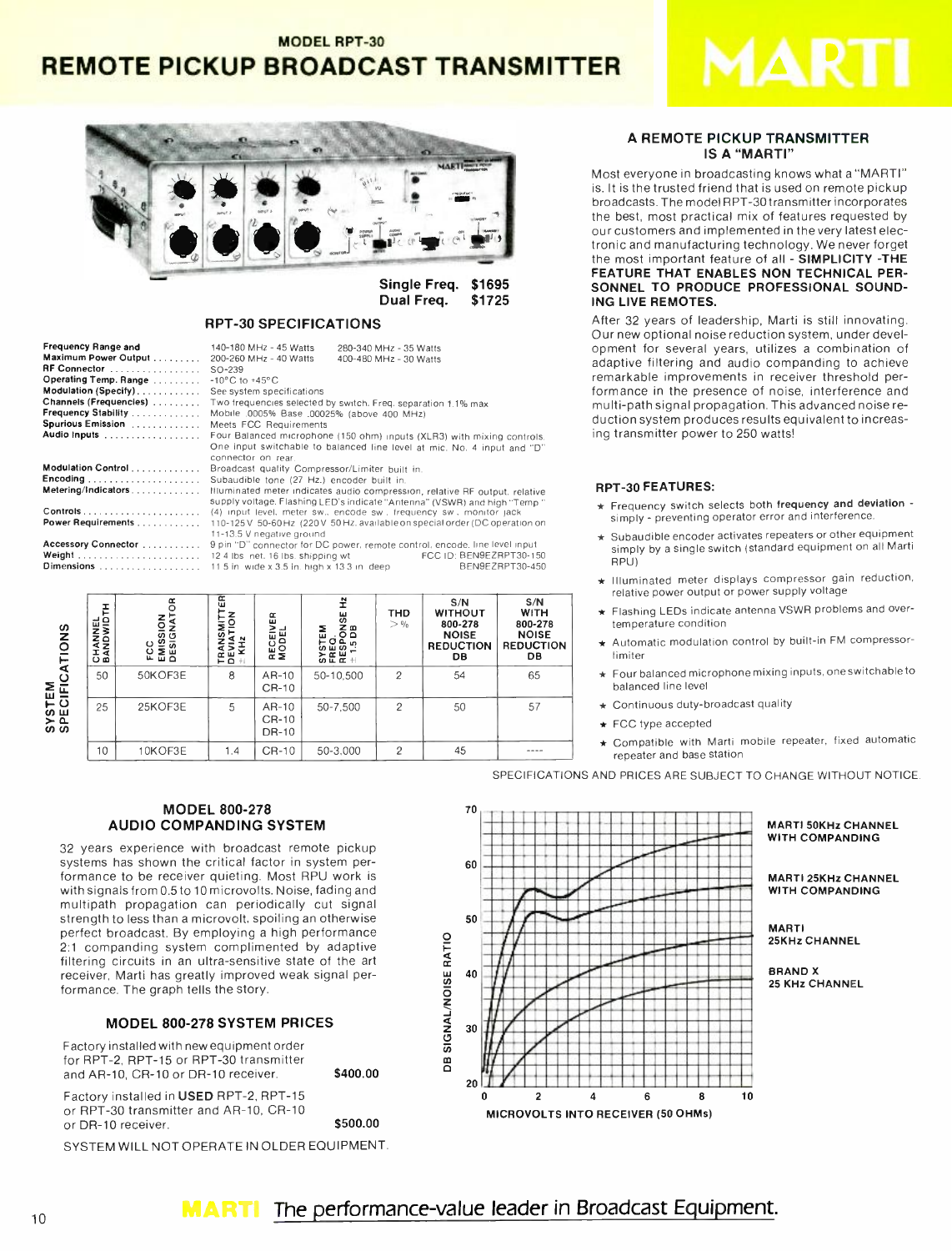## MODEL RPT-30

# REMOTE PICKUP BROADCAST TRANSMITTER

MARTI

Single Freq. $1695
Dual Freq. $1725

### RPT-30 SPECIFICATIONS

| | |
|---|---|
| **Frequency Range and Maximum Power Output** | 140-180 MHz - 45 Watts; 200-260 MHz - 40 Watts; 280-340 MHz - 35 Watts; 400-480 MHz - 30 Watts |
| **RF Connector** | SO-239 |
| **Operating Temp. Range** | -10°C to +45°C |
| **Modulation (Specify)** | See system specifications |
| **Channels (Frequencies)** | Two frequencies selected by switch. Freq. separation 1.1% max |
| **Frequency Stability** | Mobile .0005% Base .00025% (above 400 MHz) |
| **Spurious Emission** | Meets FCC Requirements |
| **Audio Inputs** | Four Balanced microphone (150 ohm) inputs (XLR3) with mixing controls. One input switchable to balanced line level at mic. No. 4 input and "D" connector on rear |
| **Modulation Control** | Broadcast quality Compressor/Limiter built in. |
| **Encoding** | Subaudible tone (27 Hz.) encoder built in. |
| **Metering/Indicators** | Illuminated meter indicates audio compression, relative RF output, relative supply voltage. Flashing LED's indicate "Antenna" (VSWR) and high "Temp." |
| **Controls** | (4) input level, meter sw., encode sw., frequency sw., monitor jack |
| **Power Requirements** | 110-125V 50-60Hz (220V 50Hz available on special order (DC operation on 11-13.5 V negative ground |
| **Accessory Connector** | 9 pin "D" connector for DC power, remote control, encode, line level input |
| **Weight** | 12.4 lbs. net, 16 lbs. shipping wt. |
| **Dimensions** | 11.5 in. wide x 3.5 in. high x 13.3 in. deep |

FCC ID: BEN9EZRPT30-150
BEN9EZRPT30-450

**SYSTEM SPECIFICATIONS**

| CHANNEL BANDWIDTH | FCC EMISSION DESIGNATOR | TRANSMITTER DEVIATION ± KHz | RECEIVER MODEL | SYSTEM FREQ. RESPONSE Hz ± 1.5 DB | THD > % | S/N WITHOUT 800-278 NOISE REDUCTION DB | S/N WITH 800-278 NOISE REDUCTION DB |
|---|---|---|---|---|---|---|---|
| 50 | 50KOF3E | 8 | AR-10 CR-10 | 50-10,500 | 2 | 54 | 65 |
| 25 | 25KOF3E | 5 | AR-10 CR-10 DR-10 | 50-7,500 | 2 | 50 | 57 |
| 10 | 10KOF3E | 1.4 | CR-10 | 50-3,000 | 2 | 45 | ---- |

### A REMOTE PICKUP TRANSMITTER IS A "MARTI"

Most everyone in broadcasting knows what a "MARTI" is. It is the trusted friend that is used on remote pickup broadcasts. The model RPT-30 transmitter incorporates the best, most practical mix of features requested by our customers and implemented in the very latest electronic and manufacturing technology. We never forget the most important feature of all - **SIMPLICITY -THE FEATURE THAT ENABLES NON TECHNICAL PERSONNEL TO PRODUCE PROFESSIONAL SOUNDING LIVE REMOTES.**

After 32 years of leadership, Marti is still innovating. Our new optional noise reduction system, under development for several years, utilizes a combination of adaptive filtering and audio companding to achieve remarkable improvements in receiver threshold performance in the presence of noise, interference and multi-path signal propagation. This advanced noise reduction system produces results equivalent to increasing transmitter power to 250 watts!

### RPT-30 FEATURES:

- ★ Frequency switch selects both **frequency and deviation** - simply - preventing operator error and interference.
- ★ Subaudible encoder activates repeaters or other equipment simply by a single switch (standard equipment on all Marti RPU)
- ★ Illuminated meter displays compressor gain reduction, relative power output or power supply voltage
- ★ Flashing LEDs indicate antenna VSWR problems and overtemperature condition
- ★ Automatic modulation control by built-in FM compressor-limiter
- ★ Four balanced microphone mixing inputs, one switchable to balanced line level
- ★ Continuous duty-broadcast quality
- ★ FCC type accepted
- ★ Compatible with Marti mobile repeater, fixed automatic repeater and base station

SPECIFICATIONS AND PRICES ARE SUBJECT TO CHANGE WITHOUT NOTICE.

### MODEL 800-278 AUDIO COMPANDING SYSTEM

32 years experience with broadcast remote pickup systems has shown the critical factor in system performance to be receiver quieting. Most RPU work is with signals from 0.5 to 10 microvolts. Noise, fading and multipath propagation can periodically cut signal strength to less than a microvolt, spoiling an otherwise perfect broadcast. By employing a high performance 2:1 companding system complimented by adaptive filtering circuits in an ultra-sensitive state of the art receiver, Marti has greatly improved weak signal performance. The graph tells the story.

### MODEL 800-278 SYSTEM PRICES

| | |
|---|---|
| Factory installed with new equipment order for RPT-2, RPT-15 or RPT-30 transmitter and AR-10, CR-10 or DR-10 receiver. | **$400.00** |
| Factory installed in **USED** RPT-2, RPT-15 or RPT-30 transmitter and AR-10, CR-10 or DR-10 receiver. | **$500.00** |

SYSTEM WILL NOT OPERATE IN OLDER EQUIPMENT.

DB SIGNAL/NOISE RATIO vs. MICROVOLTS INTO RECEIVER (50 OHMs)

MARTI 50KHz CHANNEL WITH COMPANDING
MARTI 25KHz CHANNEL WITH COMPANDING
MARTI 25KHz CHANNEL
BRAND X 25 KHz CHANNEL

**MARTI** The performance-value leader in Broadcast Equipment.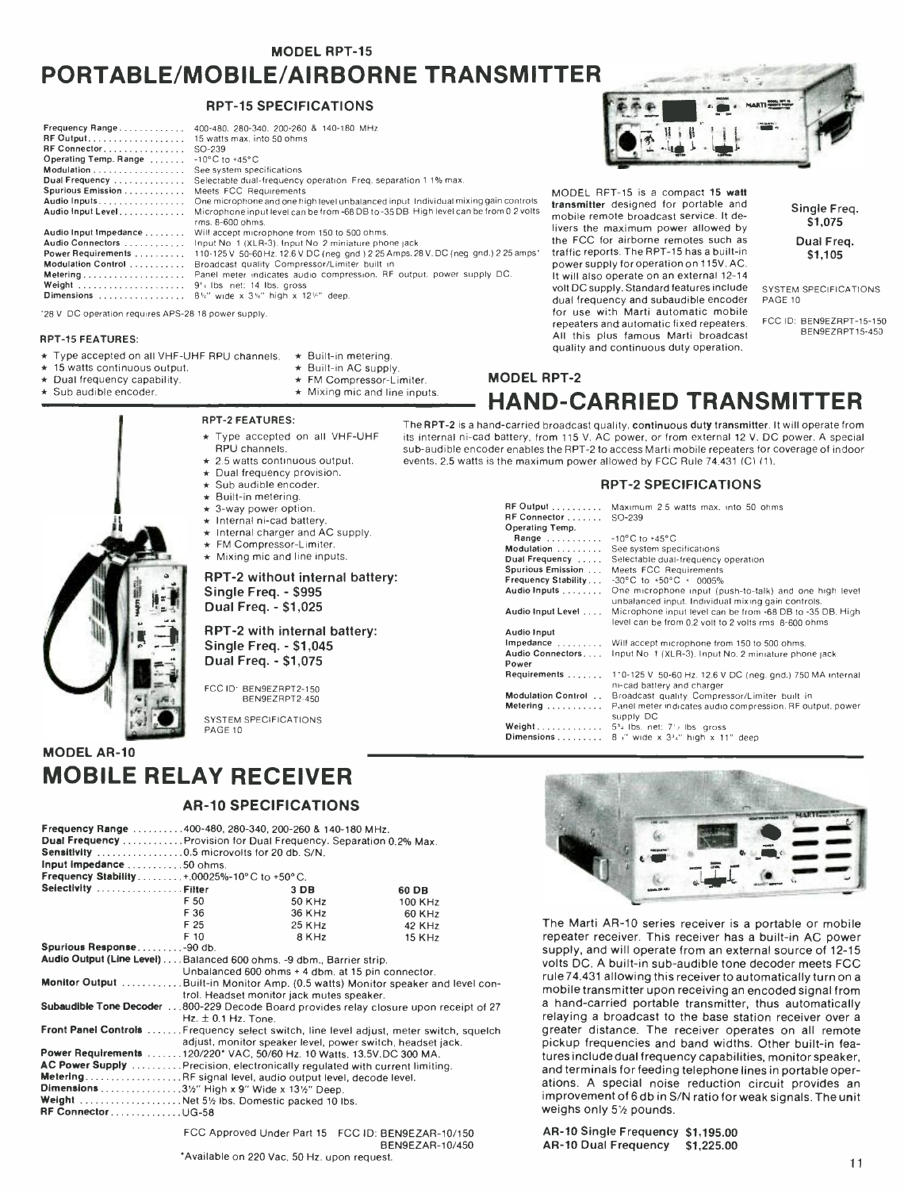## MODEL RPT-15

# PORTABLE/MOBILE/AIRBORNE TRANSMITTER

### RPT-15 SPECIFICATIONS

| | |
|---|---|
| Frequency Range | 400-480, 280-340, 200-260 & 140-180 MHz |
| RF Output | 15 watts max. into 50 ohms |
| RF Connector | SO-239 |
| Operating Temp. Range | -10°C to +45°C |
| Modulation | See system specifications |
| Dual Frequency | Selectable dual-frequency operation Freq. separation 1 1% max. |
| Spurious Emission | Meets FCC Requirements |
| Audio Inputs | One microphone and one high level unbalanced input Individual mixing gain controls |
| Audio Input Level | Microphone input level can be from -68 DB to -35 DB High level can be from 0.2 volts rms. 8-600 ohms. |
| Audio Input Impedance | Will accept microphone from 150 to 500 ohms. |
| Audio Connectors | Input No 1 (XLR-3). Input No 2 miniature phone jack |
| Power Requirements | 110-125 V 50-60 Hz. 12.6 V DC (neg gnd.) 2.25 Amps. 28 V. DC (neg gnd.) 2.25 amps* |
| Modulation Control | Broadcast quality Compressor/Limiter built in |
| Metering | Panel meter indicates audio compression. RF output, power supply DC. |
| Weight | 9½ lbs. net; 14 lbs. gross |
| Dimensions | 8½" wide x 3¼" high x 12½" deep. |

*28 V DC operation requires APS-28 18 power supply.

MODEL RPT-15 is a compact **15 watt transmitter** designed for portable and mobile remote broadcast service. It delivers the maximum power allowed by the FCC for airborne remotes such as traffic reports. The RPT-15 has a built-in power supply for operation on 115V. AC. It will also operate on an external 12-14 volt DC supply. Standard features include dual frequency and subaudible encoder for use with Marti automatic mobile repeaters and automatic fixed repeaters. All this plus famous Marti broadcast quality and continuous duty operation.

**Single Freq. $1,075**

**Dual Freq. $1,105**

SYSTEM SPECIFICATIONS PAGE 10

FCC ID: BEN9EZRPT-15-150
BEN9EZRPT15-450

#### RPT-15 FEATURES:

- ★ Type accepted on all VHF-UHF RPU channels.
- ★ 15 watts continuous output.
- ★ Dual frequency capability.
- ★ Sub audible encoder.
- ★ Built-in metering.
- ★ Built-in AC supply.
- ★ FM Compressor-Limiter.
- ★ Mixing mic and line inputs.

## MODEL RPT-2

# HAND-CARRIED TRANSMITTER

The **RPT-2** is a hand-carried broadcast quality, **continuous duty transmitter**. It will operate from its internal ni-cad battery, from 115 V. AC power, or from external 12 V. DC power. A special sub-audible encoder enables the RPT-2 to access Marti mobile repeaters for coverage of indoor events. 2.5 watts is the maximum power allowed by FCC Rule 74.431 (C) (1).

#### RPT-2 FEATURES:

- ★ Type accepted on all VHF-UHF RPU channels.
- ★ 2.5 watts continuous output.
- ★ Dual frequency provision.
- ★ Sub audible encoder.
- ★ Built-in metering.
- ★ 3-way power option.
- ★ Internal ni-cad battery.
- ★ Internal charger and AC supply.
- ★ FM Compressor-Limiter.
- ★ Mixing mic and line inputs.

**RPT-2 without internal battery:**
**Single Freq. - $995**
**Dual Freq. - $1,025**

**RPT-2 with internal battery:**
**Single Freq. - $1,045**
**Dual Freq. - $1,075**

FCC ID: BEN9EZRPT2-150
BEN9EZRPT2-450

SYSTEM SPECIFICATIONS PAGE 10

### RPT-2 SPECIFICATIONS

| | |
|---|---|
| RF Output | Maximum 2.5 watts max. into 50 ohms |
| RF Connector | SO-239 |
| Operating Temp. Range | -10°C to +45°C |
| Modulation | See system specifications |
| Dual Frequency | Selectable dual-frequency operation |
| Spurious Emission | Meets FCC Requirements |
| Frequency Stability | -30°C to +50°C + .0005% |
| Audio Inputs | One microphone input (push-to-talk) and one high level unbalanced input. Individual mixing gain controls. |
| Audio Input Level | Microphone input level can be from -68 DB to -35 DB. High level can be from 0.2 volt to 2 volts rms 8-600 ohms |
| Audio Input Impedance | Will accept microphone from 150 to 500 ohms. |
| Audio Connectors | Input No. 1 (XLR-3). Input No. 2 miniature phone jack |
| Power Requirements | 110-125 V. 50-60 Hz. 12.6 V. DC (neg. gnd.) 750 MA internal ni-cad battery and charger |
| Modulation Control | Broadcast quality Compressor/Limiter built in |
| Metering | Panel meter indicates audio compression. RF output, power supply DC |
| Weight | 5¾ lbs. net; 7½ lbs. gross |
| Dimensions | 8½" wide x 3¼" high x 11" deep |

## MODEL AR-10

# MOBILE RELAY RECEIVER

### AR-10 SPECIFICATIONS

| | | | |
|---|---|---|---|
| **Frequency Range** | 400-480, 280-340, 200-260 & 140-180 MHz. | | |
| **Dual Frequency** | Provision for Dual Frequency. Separation 0.2% Max. | | |
| **Sensitivity** | 0.5 microvolts for 20 db. S/N. | | |
| **Input Impedance** | 50 ohms. | | |
| **Frequency Stability** | +.00025%-10°C to +50°C. | | |
| **Selectivity** | **Filter** | **3 DB** | **60 DB** |
| | F 50 | 50 KHz | 100 KHz |
| | F 36 | 36 KHz | 60 KHz |
| | F 25 | 25 KHz | 42 KHz |
| | F 10 | 8 KHz | 15 KHz |
| **Spurious Response** | -90 db. | | |
| **Audio Output (Line Level)** | Balanced 600 ohms. -9 dbm., Barrier strip. Unbalanced 600 ohms + 4 dbm. at 15 pin connector. | | |
| **Monitor Output** | Built-in Monitor Amp. (0.5 watts) Monitor speaker and level control. Headset monitor jack mutes speaker. | | |
| **Subaudible Tone Decoder** | 800-229 Decode Board provides relay closure upon receipt of 27 Hz. ± 0.1 Hz. Tone. | | |
| **Front Panel Controls** | Frequency select switch, line level adjust, meter switch, squelch adjust, monitor speaker level, power switch, headset jack. | | |
| **Power Requirements** | 120/220* VAC, 50/60 Hz. 10 Watts. 13.5V.DC 300 MA. | | |
| **AC Power Supply** | Precision, electronically regulated with current limiting. | | |
| **Metering** | RF signal level, audio output level, decode level. | | |
| **Dimensions** | 3½" High x 9" Wide x 13½" Deep. | | |
| **Weight** | Net 5½ lbs. Domestic packed 10 lbs. | | |
| **RF Connector** | UG-58 | | |

FCC Approved Under Part 15 FCC ID: BEN9EZAR-10/150
BEN9EZAR-10/450

*Available on 220 Vac, 50 Hz. upon request.

The Marti AR-10 series receiver is a portable or mobile repeater receiver. This receiver has a built-in AC power supply, and will operate from an external source of 12-15 volts DC. A built-in sub-audible tone decoder meets FCC rule 74.431 allowing this receiver to automatically turn on a mobile transmitter upon receiving an encoded signal from a hand-carried portable transmitter, thus automatically relaying a broadcast to the base station receiver over a greater distance. The receiver operates on all remote pickup frequencies and band widths. Other built-in features include dual frequency capabilities, monitor speaker, and terminals for feeding telephone lines in portable operations. A special noise reduction circuit provides an improvement of 6 db in S/N ratio for weak signals. The unit weighs only 5½ pounds.

**AR-10 Single Frequency $1,195.00**
**AR-10 Dual Frequency $1,225.00**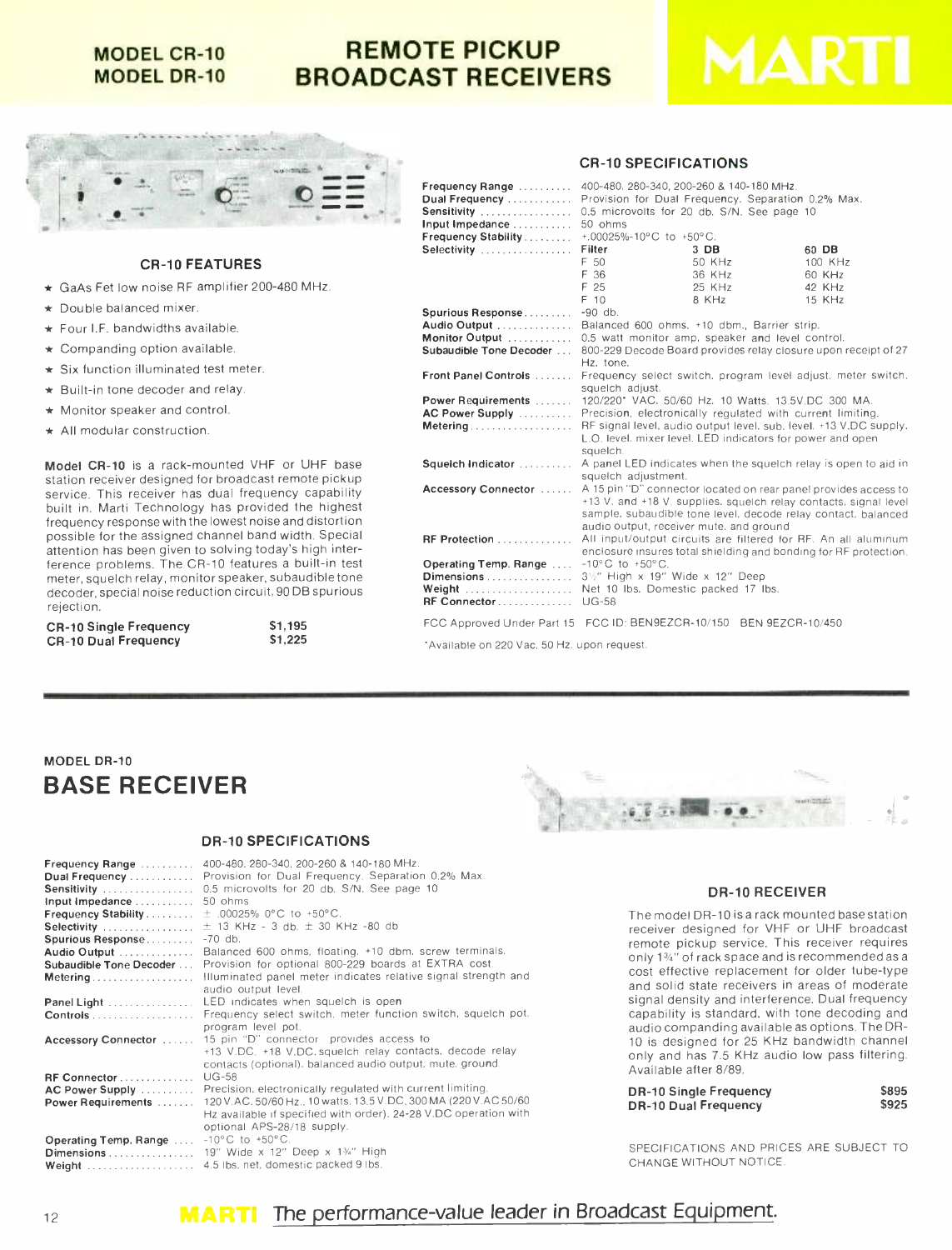# MODEL CR-10
# MODEL DR-10

# REMOTE PICKUP BROADCAST RECEIVERS

MARTI

### CR-10 FEATURES

- ★ GaAs Fet low noise RF amplifier 200-480 MHz.
- ★ Double balanced mixer.
- ★ Four I.F. bandwidths available.
- ★ Companding option available.
- ★ Six function illuminated test meter.
- ★ Built-in tone decoder and relay.
- ★ Monitor speaker and control.
- ★ All modular construction.

**Model CR-10** is a rack-mounted VHF or UHF base station receiver designed for broadcast remote pickup service. This receiver has dual frequency capability built in. Marti Technology has provided the highest frequency response with the lowest noise and distortion possible for the assigned channel band width. Special attention has been given to solving today's high interference problems. The CR-10 features a built-in test meter, squelch relay, monitor speaker, subaudible tone decoder, special noise reduction circuit, 90 DB spurious rejection.

| | |
|---|---|
| **CR-10 Single Frequency** | **$1,195** |
| **CR-10 Dual Frequency** | **$1,225** |

### CR-10 SPECIFICATIONS

**Frequency Range** .......... 400-480, 280-340, 200-260 & 140-180 MHz.

**Dual Frequency** .......... Provision for Dual Frequency. Separation 0.2% Max.

**Sensitivity** .......... 0.5 microvolts for 20 db. S/N. See page 10

**Input Impedance** .......... 50 ohms

**Frequency Stability** .......... +.00025%-10°C to +50°C.

**Selectivity**

| Filter | 3 DB | 60 DB |
|---|---|---|
| F 50 | 50 KHz | 100 KHz |
| F 36 | 36 KHz | 60 KHz |
| F 25 | 25 KHz | 42 KHz |
| F 10 | 8 KHz | 15 KHz |

**Spurious Response** .......... -90 db.

**Audio Output** .......... Balanced 600 ohms, +10 dbm., Barrier strip.

**Monitor Output** .......... 0.5 watt monitor amp, speaker and level control.

**Subaudible Tone Decoder** .... 800-229 Decode Board provides relay closure upon receipt of 27 Hz. tone.

**Front Panel Controls** .......... Frequency select switch, program level adjust, meter switch, squelch adjust.

**Power Requirements** .......... 120/220* VAC. 50/60 Hz. 10 Watts. 13.5V.DC 300 MA.

**AC Power Supply** .......... Precision, electronically regulated with current limiting.

**Metering** .......... RF signal level, audio output level, sub. level, +13 V.DC supply, L.O. level, mixer level. LED indicators for power and open squelch.

**Squelch Indicator** .......... A panel LED indicates when the squelch relay is open to aid in squelch adjustment.

**Accessory Connector** .......... A 15 pin "D" connector located on rear panel provides access to +13 V. and +18 V. supplies, squelch relay contacts, signal level sample, subaudible tone level, decode relay contact, balanced audio output, receiver mute, and ground.

**RF Protection** .......... All input/output circuits are filtered for RF. An all aluminum enclosure insures total shielding and bonding for RF protection.

**Operating Temp. Range** .... -10°C to +50°C.

**Dimensions** .......... 3½" High x 19" Wide x 12" Deep

**Weight** .......... Net 10 lbs. Domestic packed 17 lbs.

**RF Connector** .......... UG-58

FCC Approved Under Part 15 FCC ID: BEN9EZCR-10/150 BEN 9EZCR-10/450

*Available on 220 Vac, 50 Hz. upon request.

---

MODEL DR-10

## BASE RECEIVER

### DR-10 SPECIFICATIONS

**Frequency Range** .......... 400-480, 280-340, 200-260 & 140-180 MHz.

**Dual Frequency** .......... Provision for Dual Frequency. Separation 0.2% Max.

**Sensitivity** .......... 0.5 microvolts for 20 db. S/N. See page 10

**Input Impedance** .......... 50 ohms

**Frequency Stability** .......... ± .00025% 0°C to +50°C.

**Selectivity** .......... ± 13 KHz - 3 db. ± 30 KHz -80 db

**Spurious Response** .......... -70 db.

**Audio Output** .......... Balanced 600 ohms, floating, +10 dbm, screw terminals.

**Subaudible Tone Decoder** ... Provision for optional 800-229 boards at EXTRA cost.

**Metering** .......... Illuminated panel meter indicates relative signal strength and audio output level.

**Panel Light** .......... LED indicates when squelch is open

**Controls** .......... Frequency select switch, meter function switch, squelch pot, program level pot.

**Accessory Connector** .......... 15 pin "D" connector provides access to +13 V.DC, +18 V.DC, squelch relay contacts, decode relay contacts (optional), balanced audio output, mute, ground.

**RF Connector** .......... UG-58

**AC Power Supply** .......... Precision, electronically regulated with current limiting.

**Power Requirements** .......... 120 V.AC, 50/60 Hz., 10 watts, 13.5 V.DC, 300 MA (220 V.AC 50/60 Hz available if specified with order). 24-28 V.DC operation with optional APS-28/18 supply.

**Operating Temp. Range** .... -10°C to +50°C.

**Dimensions** .......... 19" Wide x 12" Deep x 1¾" High

**Weight** .......... 4.5 lbs. net, domestic packed 9 lbs.

### DR-10 RECEIVER

The model DR-10 is a rack mounted base station receiver designed for VHF or UHF broadcast remote pickup service. This receiver requires only 1¾" of rack space and is recommended as a cost effective replacement for older tube-type and solid state receivers in areas of moderate signal density and interference. Dual frequency capability is standard, with tone decoding and audio companding available as options. The DR-10 is designed for 25 KHz bandwidth channel only and has 7.5 KHz audio low pass filtering. Available after 8/89.

| | |
|---|---|
| **DR-10 Single Frequency** | **$895** |
| **DR-10 Dual Frequency** | **$925** |

SPECIFICATIONS AND PRICES ARE SUBJECT TO CHANGE WITHOUT NOTICE.

**MARTI** The performance-value leader in Broadcast Equipment.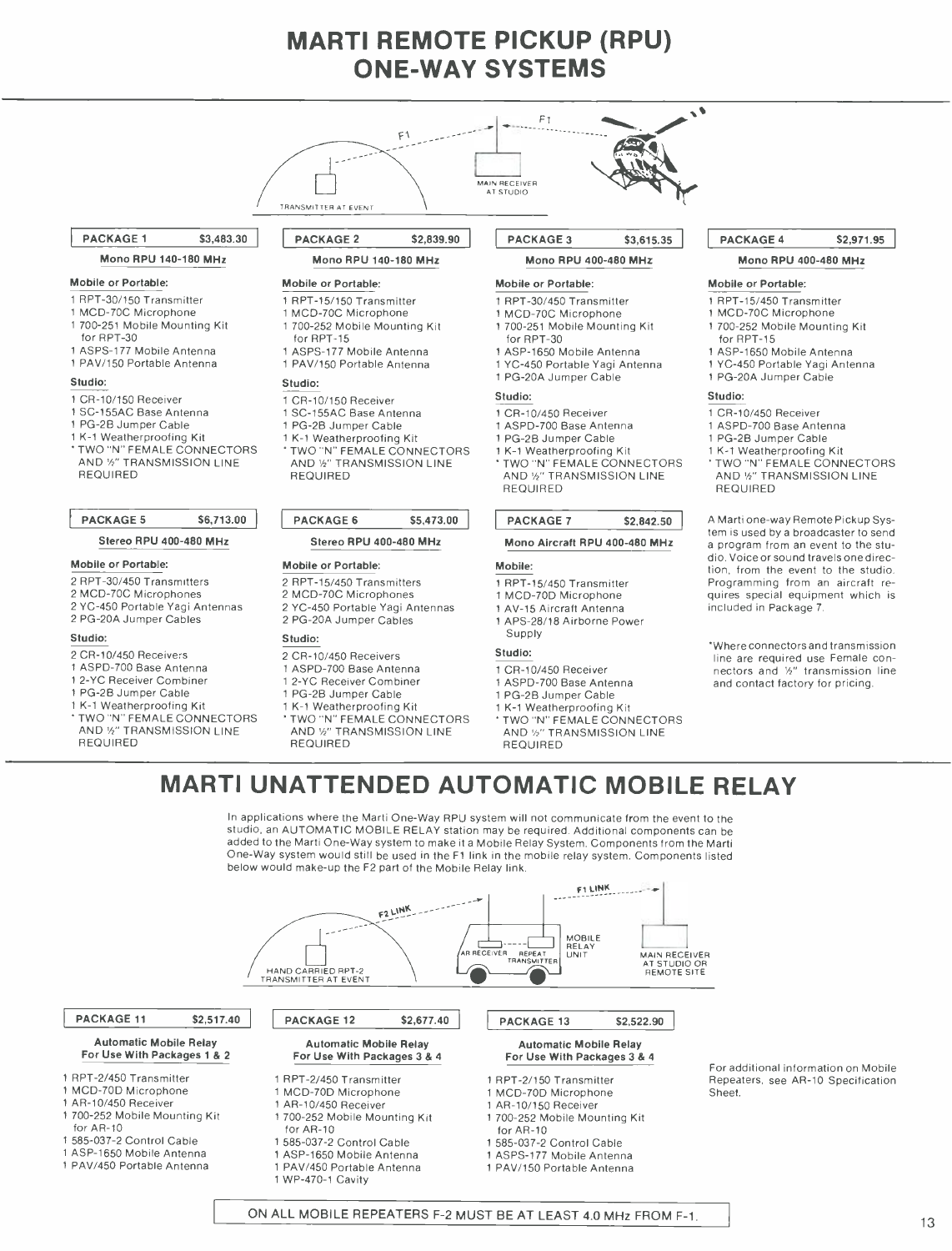# MARTI REMOTE PICKUP (RPU) ONE-WAY SYSTEMS

### PACKAGE 1 — $3,483.30

**Mono RPU 140-180 MHz**

**Mobile or Portable:**

1 RPT-30/150 Transmitter
1 MCD-70C Microphone
1 700-251 Mobile Mounting Kit for RPT-30
1 ASPS-177 Mobile Antenna
1 PAV/150 Portable Antenna

**Studio:**

1 CR-10/150 Receiver
1 SC-155AC Base Antenna
1 PG-2B Jumper Cable
1 K-1 Weatherproofing Kit
* TWO "N" FEMALE CONNECTORS AND ½" TRANSMISSION LINE REQUIRED

### PACKAGE 2 — $2,839.90

**Mono RPU 140-180 MHz**

**Mobile or Portable:**

1 RPT-15/150 Transmitter
1 MCD-70C Microphone
1 700-252 Mobile Mounting Kit for RPT-15
1 ASPS-177 Mobile Antenna
1 PAV/150 Portable Antenna

**Studio:**

1 CR-10/150 Receiver
1 SC-155AC Base Antenna
1 PG-2B Jumper Cable
1 K-1 Weatherproofing Kit
* TWO "N" FEMALE CONNECTORS AND ½" TRANSMISSION LINE REQUIRED

### PACKAGE 3 — $3,615.35

**Mono RPU 400-480 MHz**

**Mobile or Portable:**

1 RPT-30/450 Transmitter
1 MCD-70C Microphone
1 700-251 Mobile Mounting Kit for RPT-30
1 ASP-1650 Mobile Antenna
1 YC-450 Portable Yagi Antenna
1 PG-20A Jumper Cable

**Studio:**

1 CR-10/450 Receiver
1 ASPD-700 Base Antenna
1 PG-2B Jumper Cable
1 K-1 Weatherproofing Kit
* TWO "N" FEMALE CONNECTORS AND ½" TRANSMISSION LINE REQUIRED

### PACKAGE 4 — $2,971.95

**Mono RPU 400-480 MHz**

**Mobile or Portable:**

1 RPT-15/450 Transmitter
1 MCD-70C Microphone
1 700-252 Mobile Mounting Kit for RPT-15
1 ASP-1650 Mobile Antenna
1 YC-450 Portable Yagi Antenna
1 PG-20A Jumper Cable

**Studio:**

1 CR-10/450 Receiver
1 ASPD-700 Base Antenna
1 PG-2B Jumper Cable
1 K-1 Weatherproofing Kit
* TWO "N" FEMALE CONNECTORS AND ½" TRANSMISSION LINE REQUIRED

### PACKAGE 5 — $6,713.00

**Stereo RPU 400-480 MHz**

**Mobile or Portable:**

2 RPT-30/450 Transmitters
2 MCD-70C Microphones
2 YC-450 Portable Yagi Antennas
2 PG-20A Jumper Cables

**Studio:**

2 CR-10/450 Receivers
1 ASPD-700 Base Antenna
1 2-YC Receiver Combiner
1 PG-2B Jumper Cable
1 K-1 Weatherproofing Kit
* TWO "N" FEMALE CONNECTORS AND ½" TRANSMISSION LINE REQUIRED

### PACKAGE 6 — $5,473.00

**Stereo RPU 400-480 MHz**

**Mobile or Portable:**

2 RPT-15/450 Transmitters
2 MCD-70C Microphones
2 YC-450 Portable Yagi Antennas
2 PG-20A Jumper Cables

**Studio:**

2 CR-10/450 Receivers
1 ASPD-700 Base Antenna
1 2-YC Receiver Combiner
1 PG-2B Jumper Cable
1 K-1 Weatherproofing Kit
* TWO "N" FEMALE CONNECTORS AND ½" TRANSMISSION LINE REQUIRED

### PACKAGE 7 — $2,842.50

**Mono Aircraft RPU 400-480 MHz**

**Mobile:**

1 RPT-15/450 Transmitter
1 MCD-70D Microphone
1 AV-15 Aircraft Antenna
1 APS-28/18 Airborne Power Supply

**Studio:**

1 CR-10/450 Receiver
1 ASPD-700 Base Antenna
1 PG-2B Jumper Cable
1 K-1 Weatherproofing Kit
* TWO "N" FEMALE CONNECTORS AND ½" TRANSMISSION LINE REQUIRED

A Marti one-way Remote Pickup System is used by a broadcaster to send a program from an event to the studio. Voice or sound travels one direction, from the event to the studio. Programming from an aircraft requires special equipment which is included in Package 7.

*Where connectors and transmission line are required use Female connectors and ½" transmission line and contact factory for pricing.

# MARTI UNATTENDED AUTOMATIC MOBILE RELAY

In applications where the Marti One-Way RPU system will not communicate from the event to the studio, an AUTOMATIC MOBILE RELAY station may be required. Additional components can be added to the Marti One-Way system to make it a Mobile Relay System. Components from the Marti One-Way system would still be used in the F1 link in the mobile relay system. Components listed below would make-up the F2 part of the Mobile Relay link.

### PACKAGE 11 — $2,517.40

**Automatic Mobile Relay For Use With Packages 1 & 2**

1 RPT-2/450 Transmitter
1 MCD-70D Microphone
1 AR-10/450 Receiver
1 700-252 Mobile Mounting Kit for AR-10
1 585-037-2 Control Cable
1 ASP-1650 Mobile Antenna
1 PAV/450 Portable Antenna

### PACKAGE 12 — $2,677.40

**Automatic Mobile Relay For Use With Packages 3 & 4**

1 RPT-2/450 Transmitter
1 MCD-70D Microphone
1 AR-10/450 Receiver
1 700-252 Mobile Mounting Kit for AR-10
1 585-037-2 Control Cable
1 ASP-1650 Mobile Antenna
1 PAV/450 Portable Antenna
1 WP-470-1 Cavity

### PACKAGE 13 — $2,522.90

**Automatic Mobile Relay For Use With Packages 3 & 4**

1 RPT-2/150 Transmitter
1 MCD-70D Microphone
1 AR-10/150 Receiver
1 700-252 Mobile Mounting Kit for AR-10
1 585-037-2 Control Cable
1 ASPS-177 Mobile Antenna
1 PAV/150 Portable Antenna

For additional information on Mobile Repeaters, see AR-10 Specification Sheet.

ON ALL MOBILE REPEATERS F-2 MUST BE AT LEAST 4.0 MHz FROM F-1.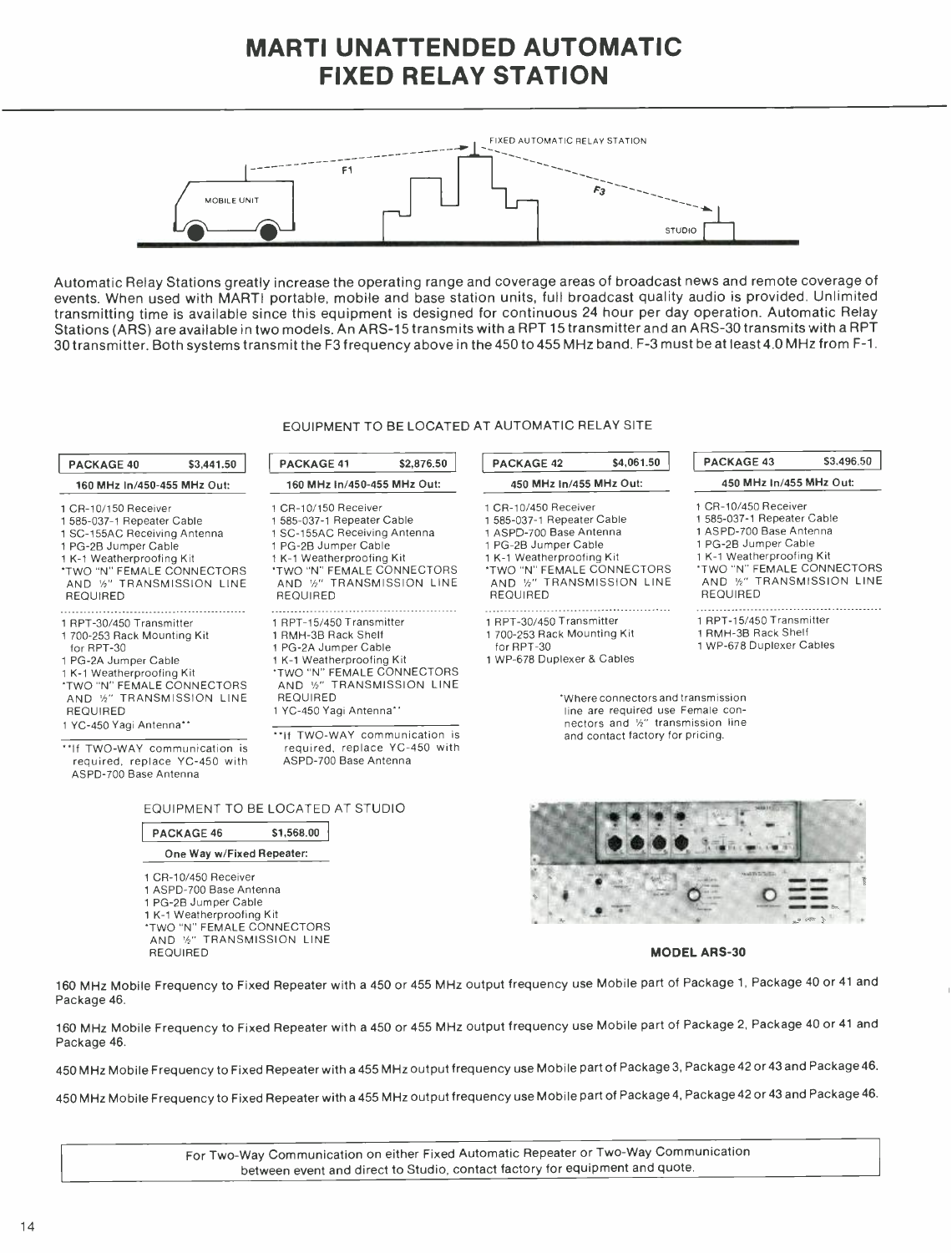# MARTI UNATTENDED AUTOMATIC FIXED RELAY STATION

Automatic Relay Stations greatly increase the operating range and coverage areas of broadcast news and remote coverage of events. When used with MARTI portable, mobile and base station units, full broadcast quality audio is provided. Unlimited transmitting time is available since this equipment is designed for continuous 24 hour per day operation. Automatic Relay Stations (ARS) are available in two models. An ARS-15 transmits with a RPT 15 transmitter and an ARS-30 transmits with a RPT 30 transmitter. Both systems transmit the F3 frequency above in the 450 to 455 MHz band. F-3 must be at least 4.0 MHz from F-1.

## EQUIPMENT TO BE LOCATED AT AUTOMATIC RELAY SITE

### PACKAGE 40 — $3,441.50
**160 MHz In/450-455 MHz Out:**

- 1 CR-10/150 Receiver
- 1 585-037-1 Repeater Cable
- 1 SC-155AC Receiving Antenna
- 1 PG-2B Jumper Cable
- 1 K-1 Weatherproofing Kit
- *TWO "N" FEMALE CONNECTORS AND ½" TRANSMISSION LINE REQUIRED

- 1 RPT-30/450 Transmitter
- 1 700-253 Rack Mounting Kit for RPT-30
- 1 PG-2A Jumper Cable
- 1 K-1 Weatherproofing Kit
- *TWO "N" FEMALE CONNECTORS AND ½" TRANSMISSION LINE REQUIRED
- 1 YC-450 Yagi Antenna**

**If TWO-WAY communication is required, replace YC-450 with ASPD-700 Base Antenna

### PACKAGE 41 — $2,876.50
**160 MHz In/450-455 MHz Out:**

- 1 CR-10/150 Receiver
- 1 585-037-1 Repeater Cable
- 1 SC-155AC Receiving Antenna
- 1 PG-2B Jumper Cable
- 1 K-1 Weatherproofing Kit
- *TWO "N" FEMALE CONNECTORS AND ½" TRANSMISSION LINE REQUIRED

- 1 RPT-15/450 Transmitter
- 1 RMH-3B Rack Shelf
- 1 PG-2A Jumper Cable
- 1 K-1 Weatherproofing Kit
- *TWO "N" FEMALE CONNECTORS AND ½" TRANSMISSION LINE REQUIRED
- 1 YC-450 Yagi Antenna**

**If TWO-WAY communication is required, replace YC-450 with ASPD-700 Base Antenna

### PACKAGE 42 — $4,061.50
**450 MHz In/455 MHz Out:**

- 1 CR-10/450 Receiver
- 1 585-037-1 Repeater Cable
- 1 ASPD-700 Base Antenna
- 1 PG-2B Jumper Cable
- 1 K-1 Weatherproofing Kit
- *TWO "N" FEMALE CONNECTORS AND ½" TRANSMISSION LINE REQUIRED

- 1 RPT-30/450 Transmitter
- 1 700-253 Rack Mounting Kit for RPT-30
- 1 WP-678 Duplexer & Cables

### PACKAGE 43 — $3,496.50
**450 MHz In/455 MHz Out:**

- 1 CR-10/450 Receiver
- 1 585-037-1 Repeater Cable
- 1 ASPD-700 Base Antenna
- 1 PG-2B Jumper Cable
- 1 K-1 Weatherproofing Kit
- *TWO "N" FEMALE CONNECTORS AND ½" TRANSMISSION LINE REQUIRED

- 1 RPT-15/450 Transmitter
- 1 RMH-3B Rack Shelf
- 1 WP-678 Duplexer Cables

*Where connectors and transmission line are required use Female connectors and ½" transmission line and contact factory for pricing.

## EQUIPMENT TO BE LOCATED AT STUDIO

### PACKAGE 46 — $1,568.00
**One Way w/Fixed Repeater:**

- 1 CR-10/450 Receiver
- 1 ASPD-700 Base Antenna
- 1 PG-2B Jumper Cable
- 1 K-1 Weatherproofing Kit
- *TWO "N" FEMALE CONNECTORS AND ½" TRANSMISSION LINE REQUIRED

**MODEL ARS-30**

160 MHz Mobile Frequency to Fixed Repeater with a 450 or 455 MHz output frequency use Mobile part of Package 1, Package 40 or 41 and Package 46.

160 MHz Mobile Frequency to Fixed Repeater with a 450 or 455 MHz output frequency use Mobile part of Package 2, Package 40 or 41 and Package 46.

450 MHz Mobile Frequency to Fixed Repeater with a 455 MHz output frequency use Mobile part of Package 3, Package 42 or 43 and Package 46.

450 MHz Mobile Frequency to Fixed Repeater with a 455 MHz output frequency use Mobile part of Package 4, Package 42 or 43 and Package 46.

For Two-Way Communication on either Fixed Automatic Repeater or Two-Way Communication between event and direct to Studio, contact factory for equipment and quote.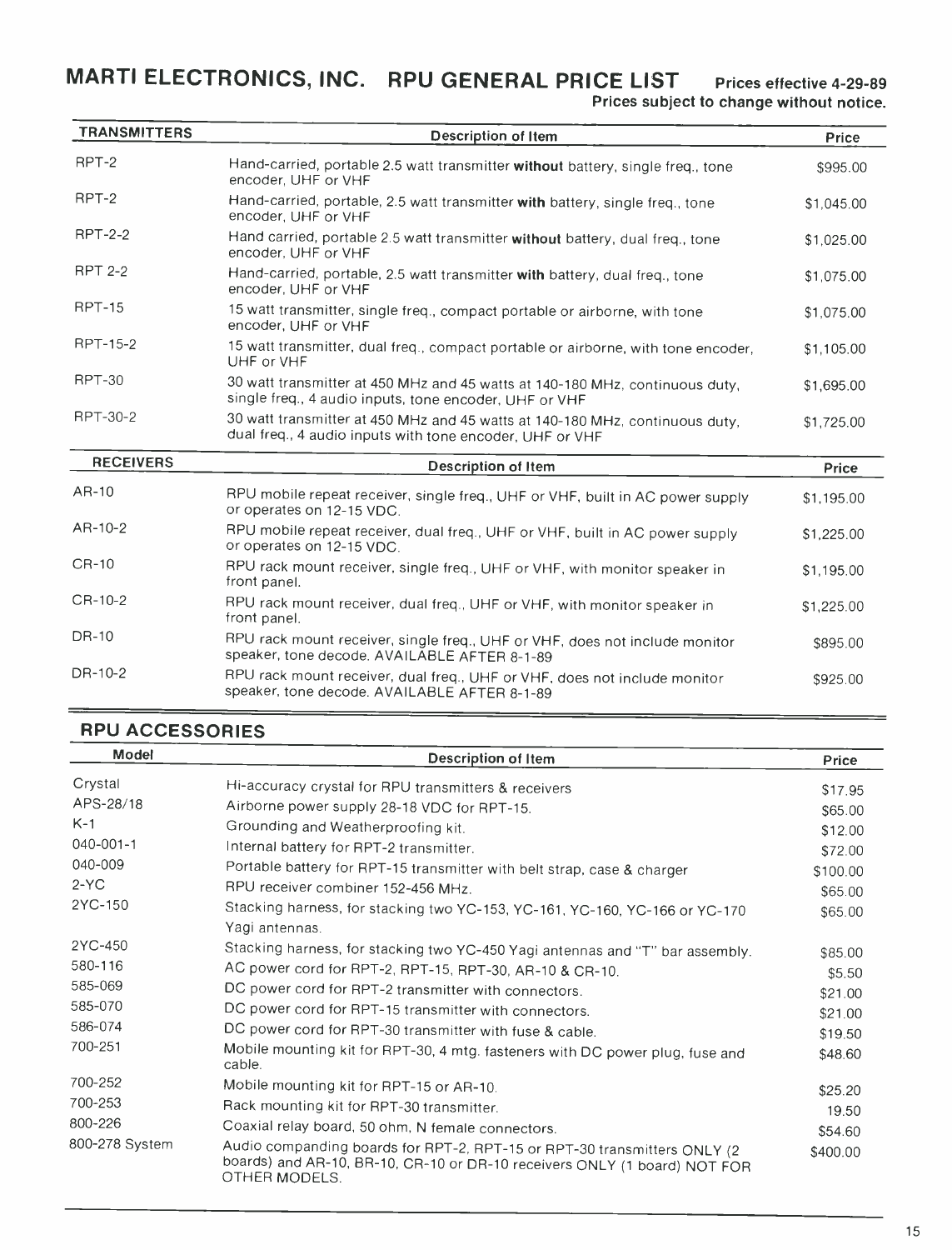# MARTI ELECTRONICS, INC. RPU GENERAL PRICE LIST

**Prices effective 4-29-89**
**Prices subject to change without notice.**

| TRANSMITTERS | Description of Item | Price |
|---|---|---|
| RPT-2 | Hand-carried, portable 2.5 watt transmitter **without** battery, single freq., tone encoder, UHF or VHF | $995.00 |
| RPT-2 | Hand-carried, portable, 2.5 watt transmitter **with** battery, single freq., tone encoder, UHF or VHF | $1,045.00 |
| RPT-2-2 | Hand carried, portable 2.5 watt transmitter **without** battery, dual freq., tone encoder, UHF or VHF | $1,025.00 |
| RPT 2-2 | Hand-carried, portable, 2.5 watt transmitter **with** battery, dual freq., tone encoder, UHF or VHF | $1,075.00 |
| RPT-15 | 15 watt transmitter, single freq., compact portable or airborne, with tone encoder, UHF or VHF | $1,075.00 |
| RPT-15-2 | 15 watt transmitter, dual freq., compact portable or airborne, with tone encoder, UHF or VHF | $1,105.00 |
| RPT-30 | 30 watt transmitter at 450 MHz and 45 watts at 140-180 MHz, continuous duty, single freq., 4 audio inputs, tone encoder, UHF or VHF | $1,695.00 |
| RPT-30-2 | 30 watt transmitter at 450 MHz and 45 watts at 140-180 MHz, continuous duty, dual freq., 4 audio inputs with tone encoder, UHF or VHF | $1,725.00 |

| RECEIVERS | Description of Item | Price |
|---|---|---|
| AR-10 | RPU mobile repeat receiver, single freq., UHF or VHF, built in AC power supply or operates on 12-15 VDC. | $1,195.00 |
| AR-10-2 | RPU mobile repeat receiver, dual freq., UHF or VHF, built in AC power supply or operates on 12-15 VDC. | $1,225.00 |
| CR-10 | RPU rack mount receiver, single freq., UHF or VHF, with monitor speaker in front panel. | $1,195.00 |
| CR-10-2 | RPU rack mount receiver, dual freq., UHF or VHF, with monitor speaker in front panel. | $1,225.00 |
| DR-10 | RPU rack mount receiver, single freq., UHF or VHF, does not include monitor speaker, tone decode. AVAILABLE AFTER 8-1-89 | $895.00 |
| DR-10-2 | RPU rack mount receiver, dual freq., UHF or VHF, does not include monitor speaker, tone decode. AVAILABLE AFTER 8-1-89 | $925.00 |

## RPU ACCESSORIES

| Model | Description of Item | Price |
|---|---|---|
| Crystal | Hi-accuracy crystal for RPU transmitters & receivers | $17.95 |
| APS-28/18 | Airborne power supply 28-18 VDC for RPT-15. | $65.00 |
| K-1 | Grounding and Weatherproofing kit. | $12.00 |
| 040-001-1 | Internal battery for RPT-2 transmitter. | $72.00 |
| 040-009 | Portable battery for RPT-15 transmitter with belt strap, case & charger | $100.00 |
| 2-YC | RPU receiver combiner 152-456 MHz. | $65.00 |
| 2YC-150 | Stacking harness, for stacking two YC-153, YC-161, YC-160, YC-166 or YC-170 Yagi antennas. | $65.00 |
| 2YC-450 | Stacking harness, for stacking two YC-450 Yagi antennas and "T" bar assembly. | $85.00 |
| 580-116 | AC power cord for RPT-2, RPT-15, RPT-30, AR-10 & CR-10. | $5.50 |
| 585-069 | DC power cord for RPT-2 transmitter with connectors. | $21.00 |
| 585-070 | DC power cord for RPT-15 transmitter with connectors. | $21.00 |
| 586-074 | DC power cord for RPT-30 transmitter with fuse & cable. | $19.50 |
| 700-251 | Mobile mounting kit for RPT-30, 4 mtg. fasteners with DC power plug, fuse and cable. | $48.60 |
| 700-252 | Mobile mounting kit for RPT-15 or AR-10. | $25.20 |
| 700-253 | Rack mounting kit for RPT-30 transmitter. | 19.50 |
| 800-226 | Coaxial relay board, 50 ohm, N female connectors. | $54.60 |
| 800-278 System | Audio companding boards for RPT-2, RPT-15 or RPT-30 transmitters ONLY (2 boards) and AR-10, BR-10, CR-10 or DR-10 receivers ONLY (1 board) NOT FOR OTHER MODELS. | $400.00 |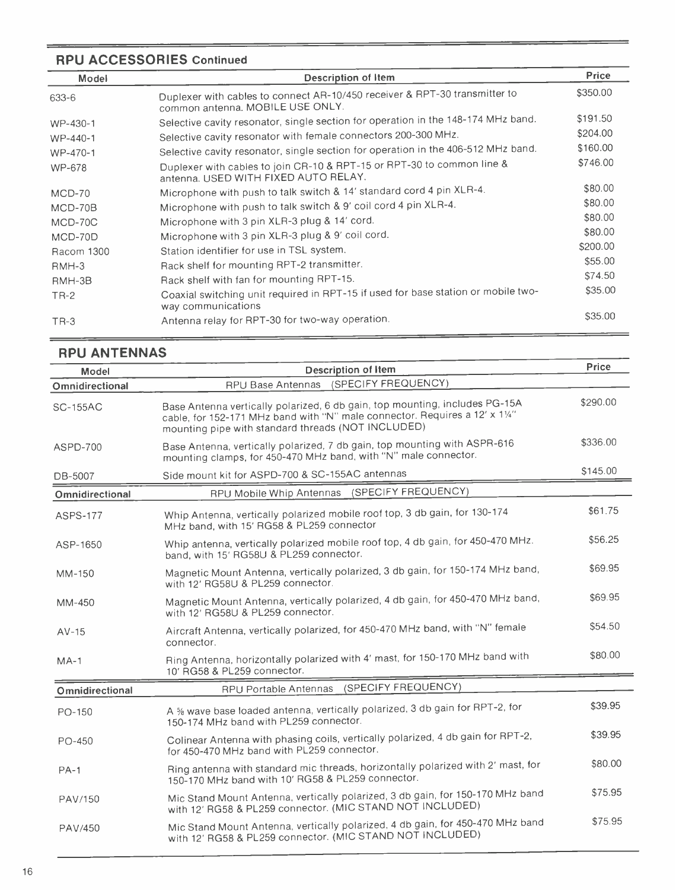## RPU ACCESSORIES Continued

| Model | Description of Item | Price |
|---|---|---|
| 633-6 | Duplexer with cables to connect AR-10/450 receiver & RPT-30 transmitter to common antenna. MOBILE USE ONLY. | $350.00 |
| WP-430-1 | Selective cavity resonator, single section for operation in the 148-174 MHz band. | $191.50 |
| WP-440-1 | Selective cavity resonator with female connectors 200-300 MHz. | $204.00 |
| WP-470-1 | Selective cavity resonator, single section for operation in the 406-512 MHz band. | $160.00 |
| WP-678 | Duplexer with cables to join CR-10 & RPT-15 or RPT-30 to common line & antenna. USED WITH FIXED AUTO RELAY. | $746.00 |
| MCD-70 | Microphone with push to talk switch & 14' standard cord 4 pin XLR-4. | $80.00 |
| MCD-70B | Microphone with push to talk switch & 9' coil cord 4 pin XLR-4. | $80.00 |
| MCD-70C | Microphone with 3 pin XLR-3 plug & 14' cord. | $80.00 |
| MCD-70D | Microphone with 3 pin XLR-3 plug & 9' coil cord. | $80.00 |
| Racom 1300 | Station identifier for use in TSL system. | $200.00 |
| RMH-3 | Rack shelf for mounting RPT-2 transmitter. | $55.00 |
| RMH-3B | Rack shelf with fan for mounting RPT-15. | $74.50 |
| TR-2 | Coaxial switching unit required in RPT-15 if used for base station or mobile two-way communications | $35.00 |
| TR-3 | Antenna relay for RPT-30 for two-way operation. | $35.00 |

## RPU ANTENNAS

| Model | Description of Item | Price |
|---|---|---|
| **Omnidirectional** | RPU Base Antennas (SPECIFY FREQUENCY) | |
| SC-155AC | Base Antenna vertically polarized, 6 db gain, top mounting, includes PG-15A cable, for 152-171 MHz band with "N" male connector. Requires a 12' x 1¼" mounting pipe with standard threads (NOT INCLUDED) | $290.00 |
| ASPD-700 | Base Antenna, vertically polarized, 7 db gain, top mounting with ASPR-616 mounting clamps, for 450-470 MHz band, with "N" male connector. | $336.00 |
| DB-5007 | Side mount kit for ASPD-700 & SC-155AC antennas | $145.00 |
| **Omnidirectional** | RPU Mobile Whip Antennas (SPECIFY FREQUENCY) | |
| ASPS-177 | Whip Antenna, vertically polarized mobile roof top, 3 db gain, for 130-174 MHz band, with 15' RG58 & PL259 connector | $61.75 |
| ASP-1650 | Whip antenna, vertically polarized mobile roof top, 4 db gain, for 450-470 MHz. band, with 15' RG58U & PL259 connector. | $56.25 |
| MM-150 | Magnetic Mount Antenna, vertically polarized, 3 db gain, for 150-174 MHz band, with 12' RG58U & PL259 connector. | $69.95 |
| MM-450 | Magnetic Mount Antenna, vertically polarized, 4 db gain, for 450-470 MHz band, with 12' RG58U & PL259 connector. | $69.95 |
| AV-15 | Aircraft Antenna, vertically polarized, for 450-470 MHz band, with "N" female connector. | $54.50 |
| MA-1 | Ring Antenna, horizontally polarized with 4' mast, for 150-170 MHz band with 10' RG58 & PL259 connector. | $80.00 |
| **Omnidirectional** | RPU Portable Antennas (SPECIFY FREQUENCY) | |
| PO-150 | A ⅝ wave base loaded antenna, vertically polarized, 3 db gain for RPT-2, for 150-174 MHz band with PL259 connector. | $39.95 |
| PO-450 | Colinear Antenna with phasing coils, vertically polarized, 4 db gain for RPT-2, for 450-470 MHz band with PL259 connector. | $39.95 |
| PA-1 | Ring antenna with standard mic threads, horizontally polarized with 2' mast, for 150-170 MHz band with 10' RG58 & PL259 connector. | $80.00 |
| PAV/150 | Mic Stand Mount Antenna, vertically polarized, 3 db gain, for 150-170 MHz band with 12' RG58 & PL259 connector. (MIC STAND NOT INCLUDED) | $75.95 |
| PAV/450 | Mic Stand Mount Antenna, vertically polarized, 4 db gain, for 450-470 MHz band with 12' RG58 & PL259 connector. (MIC STAND NOT INCLUDED) | $75.95 |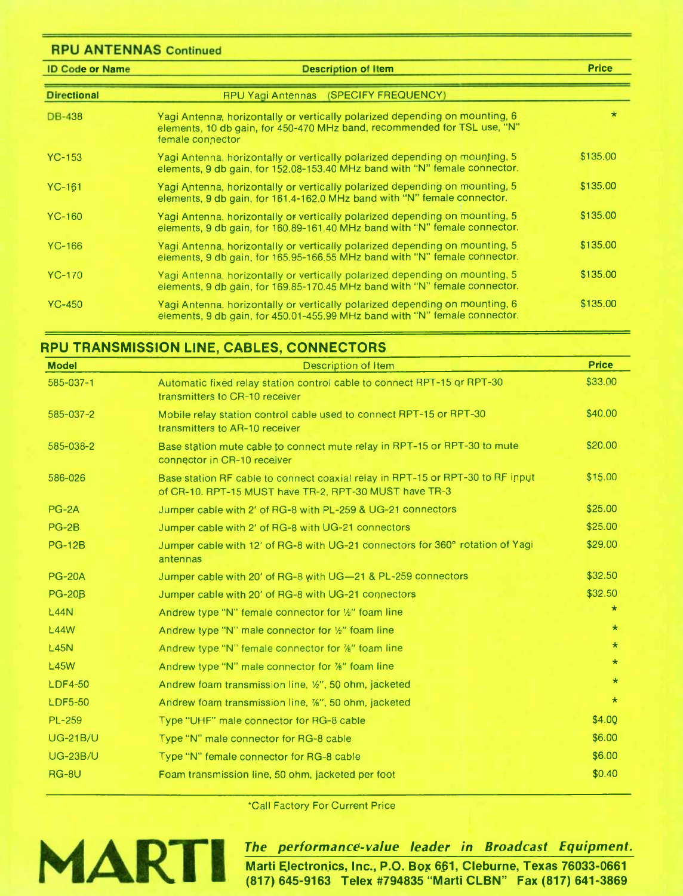## RPU ANTENNAS Continued

| ID Code or Name | Description of Item | Price |
|---|---|---|
| **Directional** | RPU Yagi Antennas (SPECIFY FREQUENCY) | |
| DB-438 | Yagi Antenna, horizontally or vertically polarized depending on mounting, 6 elements, 10 db gain, for 450-470 MHz band, recommended for TSL use, "N" female connector | * |
| YC-153 | Yagi Antenna, horizontally or vertically polarized depending on mounting, 5 elements, 9 db gain, for 152.08-153.40 MHz band with "N" female connector. | $135.00 |
| YC-161 | Yagi Antenna, horizontally or vertically polarized depending on mounting, 5 elements, 9 db gain, for 161.4-162.0 MHz band with "N" female connector. | $135.00 |
| YC-160 | Yagi Antenna, horizontally or vertically polarized depending on mounting, 5 elements, 9 db gain, for 160.89-161.40 MHz band with "N" female connector. | $135.00 |
| YC-166 | Yagi Antenna, horizontally or vertically polarized depending on mounting, 5 elements, 9 db gain, for 165.95-166.55 MHz band with "N" female connector. | $135.00 |
| YC-170 | Yagi Antenna, horizontally or vertically polarized depending on mounting, 5 elements, 9 db gain, for 169.85-170.45 MHz band with "N" female connector. | $135.00 |
| YC-450 | Yagi Antenna, horizontally or vertically polarized depending on mounting, 6 elements, 9 db gain, for 450.01-455.99 MHz band with "N" female connector. | $135.00 |

## RPU TRANSMISSION LINE, CABLES, CONNECTORS

| Model | Description of Item | Price |
|---|---|---|
| 585-037-1 | Automatic fixed relay station control cable to connect RPT-15 or RPT-30 transmitters to CR-10 receiver | $33.00 |
| 585-037-2 | Mobile relay station control cable used to connect RPT-15 or RPT-30 transmitters to AR-10 receiver | $40.00 |
| 585-038-2 | Base station mute cable to connect mute relay in RPT-15 or RPT-30 to mute connector in CR-10 receiver | $20.00 |
| 586-026 | Base station RF cable to connect coaxial relay in RPT-15 or RPT-30 to RF input of CR-10. RPT-15 MUST have TR-2, RPT-30 MUST have TR-3 | $15.00 |
| PG-2A | Jumper cable with 2' of RG-8 with PL-259 & UG-21 connectors | $25.00 |
| PG-2B | Jumper cable with 2' of RG-8 with UG-21 connectors | $25.00 |
| PG-12B | Jumper cable with 12' of RG-8 with UG-21 connectors for 360° rotation of Yagi antennas | $29.00 |
| PG-20A | Jumper cable with 20' of RG-8 with UG—21 & PL-259 connectors | $32.50 |
| PG-20B | Jumper cable with 20' of RG-8 with UG-21 connectors | $32.50 |
| L44N | Andrew type "N" female connector for ½" foam line | * |
| L44W | Andrew type "N" male connector for ½" foam line | * |
| L45N | Andrew type "N" female connector for ⅞" foam line | * |
| L45W | Andrew type "N" male connector for ⅞" foam line | * |
| LDF4-50 | Andrew foam transmission line, ½", 50 ohm, jacketed | * |
| LDF5-50 | Andrew foam transmission line, ⅞", 50 ohm, jacketed | * |
| PL-259 | Type "UHF" male connector for RG-8 cable | $4.00 |
| UG-21B/U | Type "N" male connector for RG-8 cable | $6.00 |
| UG-23B/U | Type "N" female connector for RG-8 cable | $6.00 |
| RG-8U | Foam transmission line, 50 ohm, jacketed per foot | $0.40 |

*Call Factory For Current Price

**MARTI**

***The performance-value leader in Broadcast Equipment.***

**Marti Electronics, Inc., P.O. Box 661, Cleburne, Texas 76033-0661**
**(817) 645-9163 Telex #794835 "Marti CLBN" Fax (817) 641-3869**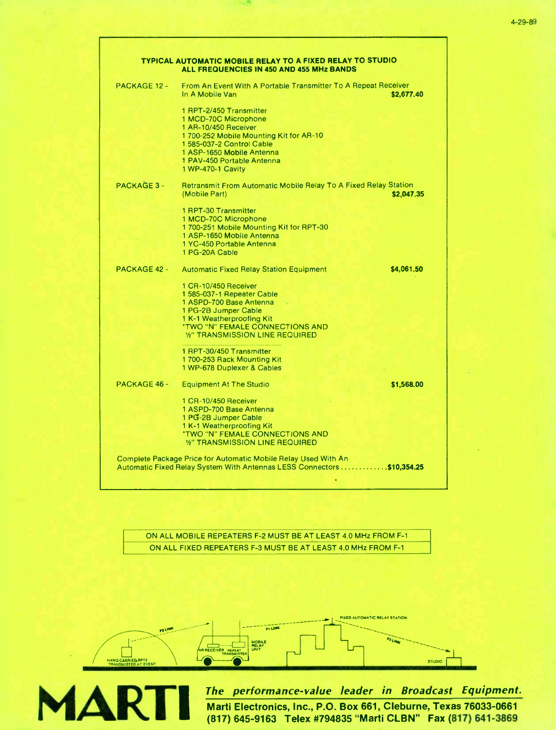4-29-89

### TYPICAL AUTOMATIC MOBILE RELAY TO A FIXED RELAY TO STUDIO
### ALL FREQUENCIES IN 450 AND 455 MHz BANDS

**PACKAGE 12 -** From An Event With A Portable Transmitter To A Repeat Receiver In A Mobile Van **$2,677.40**

- 1 RPT-2/450 Transmitter
- 1 MCD-70C Microphone
- 1 AR-10/450 Receiver
- 1 700-252 Mobile Mounting Kit for AR-10
- 1 585-037-2 Control Cable
- 1 ASP-1650 Mobile Antenna
- 1 PAV-450 Portable Antenna
- 1 WP-470-1 Cavity

**PACKAGE 3 -** Retransmit From Automatic Mobile Relay To A Fixed Relay Station (Mobile Part) **$2,047.35**

- 1 RPT-30 Transmitter
- 1 MCD-70C Microphone
- 1 700-251 Mobile Mounting Kit for RPT-30
- 1 ASP-1650 Mobile Antenna
- 1 YC-450 Portable Antenna
- 1 PG-20A Cable

**PACKAGE 42 -** Automatic Fixed Relay Station Equipment **$4,061.50**

- 1 CR-10/450 Receiver
- 1 585-037-1 Repeater Cable
- 1 ASPD-700 Base Antenna
- 1 PG-2B Jumper Cable
- 1 K-1 Weatherproofing Kit
- *TWO "N" FEMALE CONNECTIONS AND ½" TRANSMISSION LINE REQUIRED

- 1 RPT-30/450 Transmitter
- 1 700-253 Rack Mounting Kit
- 1 WP-678 Duplexer & Cables

**PACKAGE 46 -** Equipment At The Studio **$1,568.00**

- 1 CR-10/450 Receiver
- 1 ASPD-700 Base Antenna
- 1 PG-2B Jumper Cable
- 1 K-1 Weatherproofing Kit
- *TWO "N" FEMALE CONNECTIONS AND ½" TRANSMISSION LINE REQUIRED

Complete Package Price for Automatic Mobile Relay Used With An Automatic Fixed Relay System With Antennas LESS Connectors ............. **$10,354.25**

| |
|---|
| ON ALL MOBILE REPEATERS F-2 MUST BE AT LEAST 4.0 MHz FROM F-1 |
| ON ALL FIXED REPEATERS F-3 MUST BE AT LEAST 4.0 MHz FROM F-1 |

F2 LINK
F1 LINK
FIXED AUTOMATIC RELAY STATION
F3 LINK
HAND CARRIED RPT2 TRANSMITTER AT EVENT
AR RECEIVER
REPEAT TRANSMITTER
MOBILE RELAY UNIT
STUDIO

**MARTI**

***The performance-value leader in Broadcast Equipment.***

**Marti Electronics, Inc., P.O. Box 661, Cleburne, Texas 76033-0661**
**(817) 645-9163 Telex #794835 "Marti CLBN" Fax (817) 641-3869**